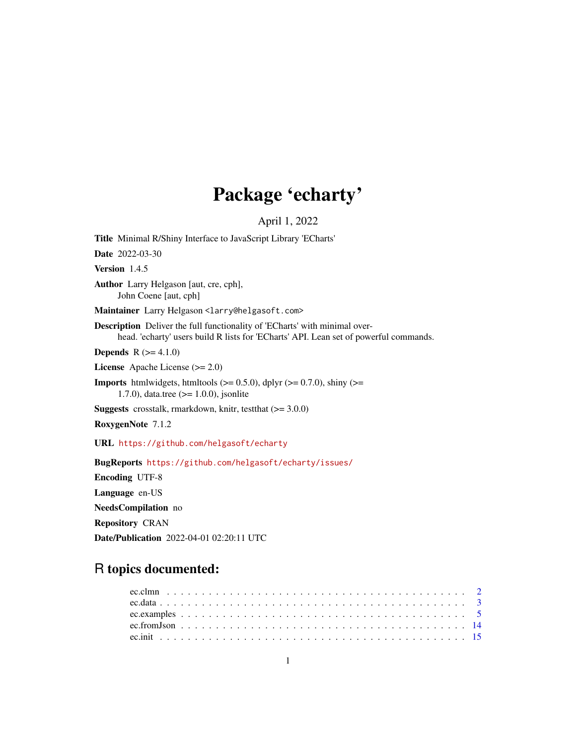# Package 'echarty'

April 1, 2022

**Title** Minimal R/Shiny Interface to JavaScript Library 'ECharts'

**Date** 2022-03-30

**Version** 1.4.5

**Author** Larry Helgason [aut, cre, cph],
John Coene [aut, cph]

**Maintainer** Larry Helgason <larry@helgasoft.com>

**Description** Deliver the full functionality of 'ECharts' with minimal overhead. 'echarty' users build R lists for 'ECharts' API. Lean set of powerful commands.

**Depends** R (>= 4.1.0)

**License** Apache License (>= 2.0)

**Imports** htmlwidgets, htmltools (>= 0.5.0), dplyr (>= 0.7.0), shiny (>= 1.7.0), data.tree (>= 1.0.0), jsonlite

**Suggests** crosstalk, rmarkdown, knitr, testthat (>= 3.0.0)

**RoxygenNote** 7.1.2

**URL** https://github.com/helgasoft/echarty

**BugReports** https://github.com/helgasoft/echarty/issues/

**Encoding** UTF-8

**Language** en-US

**NeedsCompilation** no

**Repository** CRAN

**Date/Publication** 2022-04-01 02:20:11 UTC

## R topics documented:

| | |
|---|---|
| ec.clmn | 2 |
| ec.data | 3 |
| ec.examples | 5 |
| ec.fromJson | 14 |
| ec.init | 15 |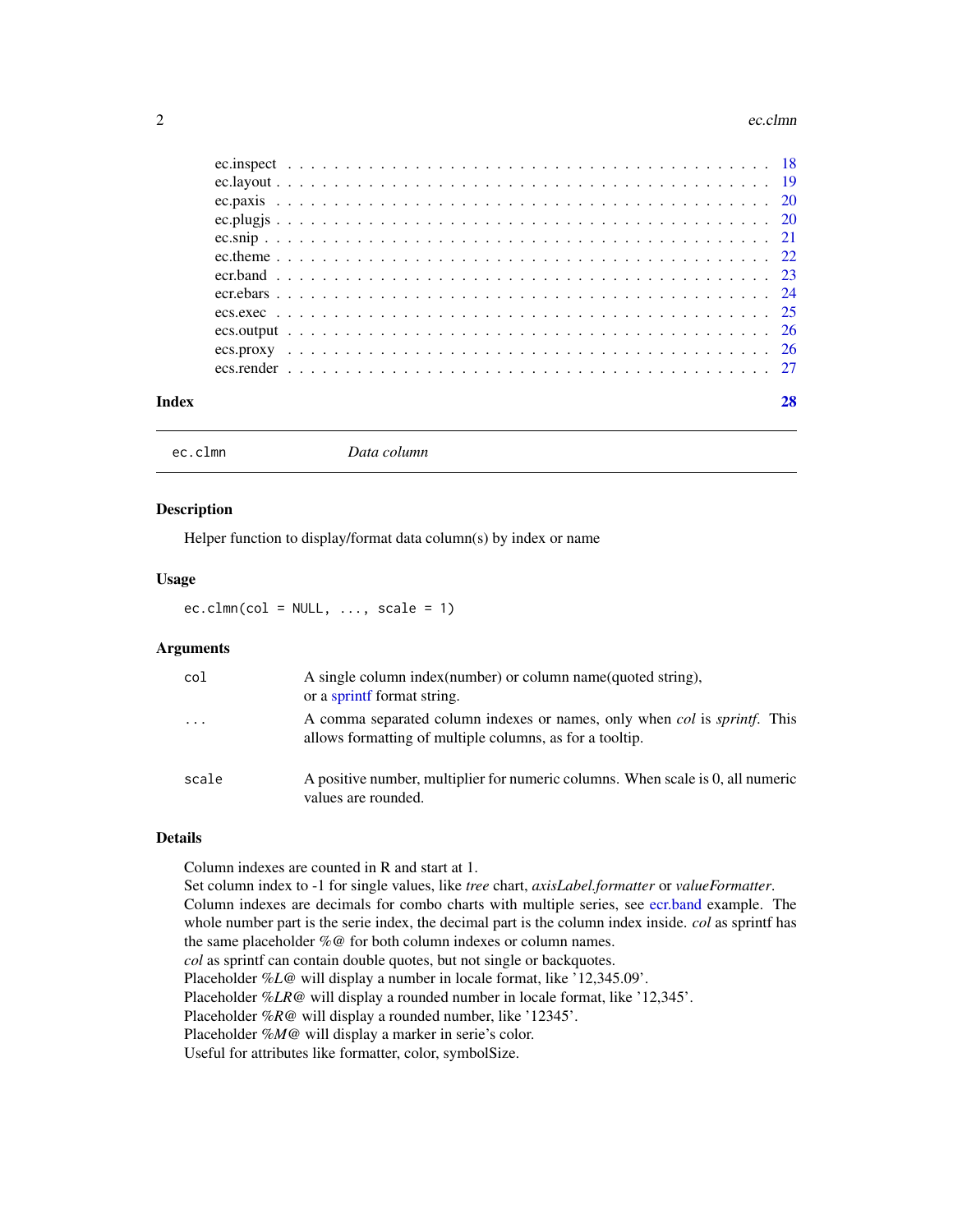| | |
|---|---|
| ec.inspect | 18 |
| ec.layout | 19 |
| ec.paxis | 20 |
| ec.plugjs | 20 |
| ec.snip | 21 |
| ec.theme | 22 |
| ecr.band | 23 |
| ecr.ebars | 24 |
| ecs.exec | 25 |
| ecs.output | 26 |
| ecs.proxy | 26 |
| ecs.render | 27 |

**Index** **28**

---

`ec.clmn` *Data column*

---

## Description

Helper function to display/format data column(s) by index or name

## Usage

```
ec.clmn(col = NULL, ..., scale = 1)
```

## Arguments

| | |
|---|---|
| `col` | A single column index(number) or column name(quoted string), or a sprintf format string. |
| `...` | A comma separated column indexes or names, only when *col* is *sprintf*. This allows formatting of multiple columns, as for a tooltip. |
| `scale` | A positive number, multiplier for numeric columns. When scale is 0, all numeric values are rounded. |

## Details

Column indexes are counted in R and start at 1.
Set column index to -1 for single values, like *tree* chart, *axisLabel.formatter* or *valueFormatter*.
Column indexes are decimals for combo charts with multiple series, see ecr.band example. The whole number part is the serie index, the decimal part is the column index inside. *col* as sprintf has the same placeholder *%@* for both column indexes or column names.
*col* as sprintf can contain double quotes, but not single or backquotes.
Placeholder *%L@* will display a number in locale format, like '12,345.09'.
Placeholder *%LR@* will display a rounded number in locale format, like '12,345'.
Placeholder *%R@* will display a rounded number, like '12345'.
Placeholder *%M@* will display a marker in serie's color.
Useful for attributes like formatter, color, symbolSize.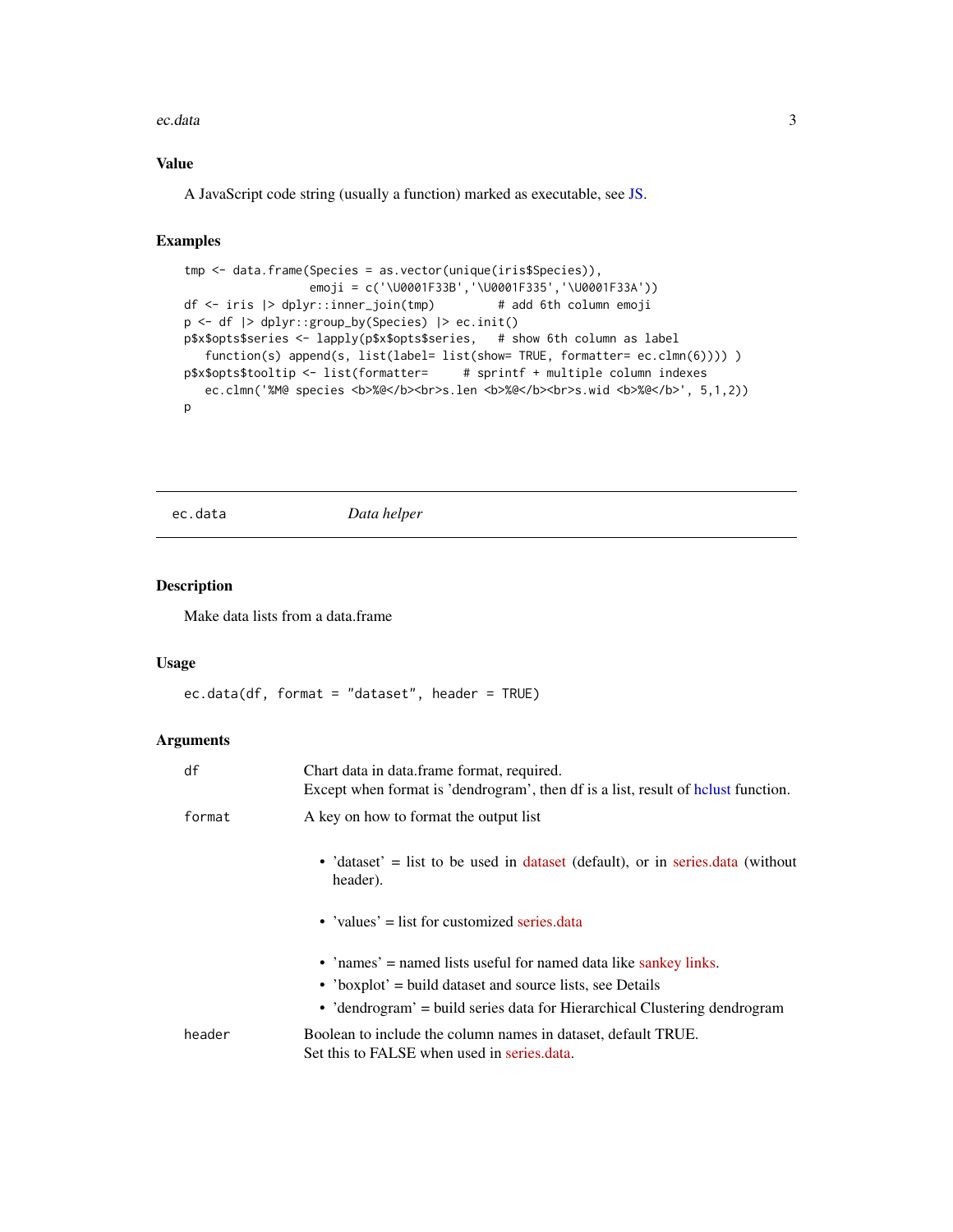## Value

A JavaScript code string (usually a function) marked as executable, see JS.

## Examples

```
tmp <- data.frame(Species = as.vector(unique(iris$Species)),
                  emoji = c('\U0001F33B','\U0001F335','\U0001F33A'))
df <- iris |> dplyr::inner_join(tmp)         # add 6th column emoji
p <- df |> dplyr::group_by(Species) |> ec.init()
p$x$opts$series <- lapply(p$x$opts$series,   # show 6th column as label
   function(s) append(s, list(label= list(show= TRUE, formatter= ec.clmn(6)))) )
p$x$opts$tooltip <- list(formatter=     # sprintf + multiple column indexes
   ec.clmn('%M@ species <b>%@</b><br>s.len <b>%@</b><br>s.wid <b>%@</b>', 5,1,2))
p
```

---

# ec.data — *Data helper*

## Description

Make data lists from a data.frame

## Usage

```
ec.data(df, format = "dataset", header = TRUE)
```

## Arguments

| | |
|---|---|
| `df` | Chart data in data.frame format, required.<br>Except when format is 'dendrogram', then df is a list, result of hclust function. |
| `format` | A key on how to format the output list<br>• 'dataset' = list to be used in dataset (default), or in series.data (without header).<br>• 'values' = list for customized series.data<br>• 'names' = named lists useful for named data like sankey links.<br>• 'boxplot' = build dataset and source lists, see Details<br>• 'dendrogram' = build series data for Hierarchical Clustering dendrogram |
| `header` | Boolean to include the column names in dataset, default TRUE.<br>Set this to FALSE when used in series.data. |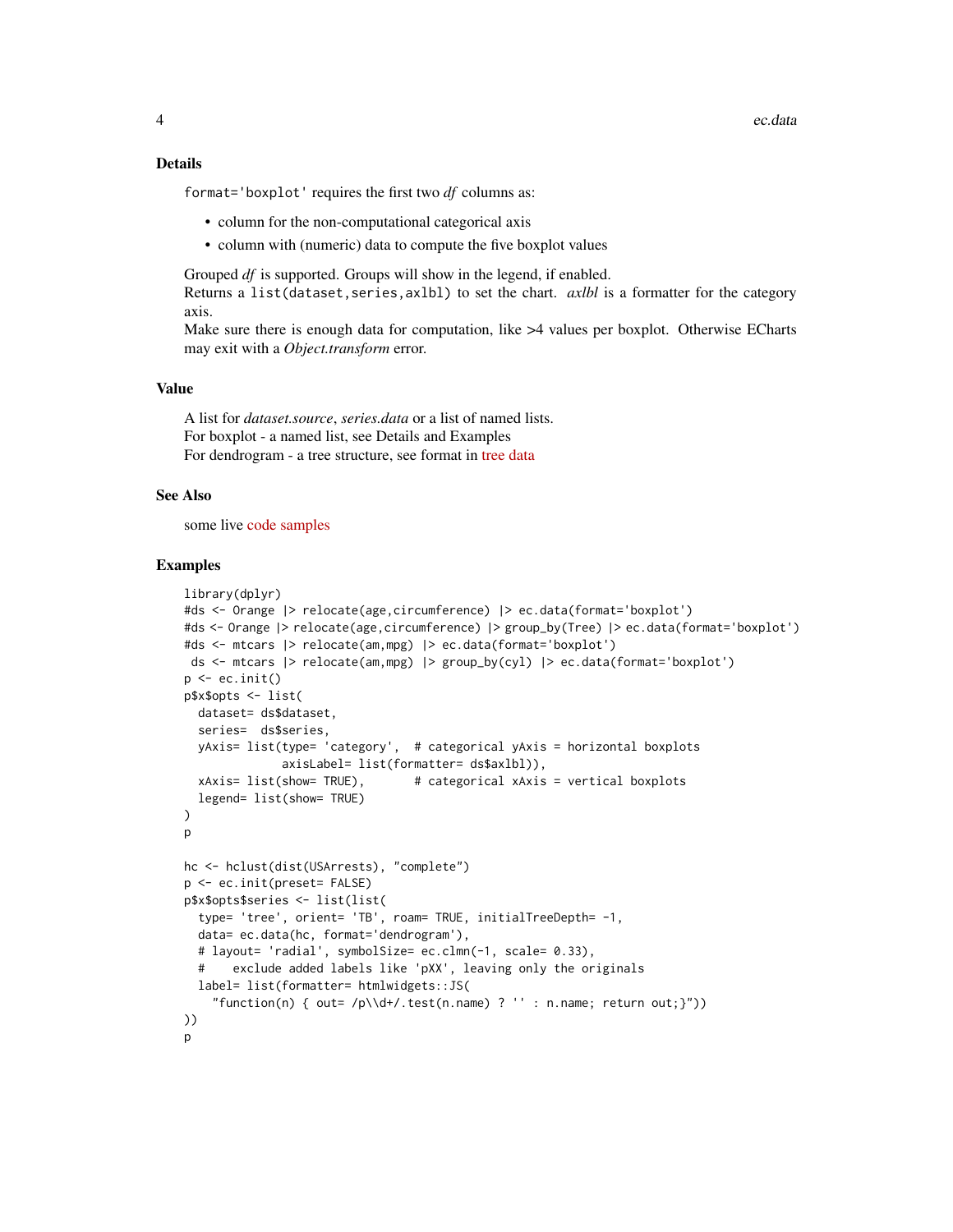### Details

`format='boxplot'` requires the first two *df* columns as:

- column for the non-computational categorical axis
- column with (numeric) data to compute the five boxplot values

Grouped *df* is supported. Groups will show in the legend, if enabled.
Returns a `list(dataset,series,axlbl)` to set the chart. *axlbl* is a formatter for the category axis.
Make sure there is enough data for computation, like >4 values per boxplot. Otherwise ECharts may exit with a *Object.transform* error.

### Value

A list for *dataset.source*, *series.data* or a list of named lists.
For boxplot - a named list, see Details and Examples
For dendrogram - a tree structure, see format in tree data

### See Also

some live code samples

### Examples

```
library(dplyr)
#ds <- Orange |> relocate(age,circumference) |> ec.data(format='boxplot')
#ds <- Orange |> relocate(age,circumference) |> group_by(Tree) |> ec.data(format='boxplot')
#ds <- mtcars |> relocate(am,mpg) |> ec.data(format='boxplot')
 ds <- mtcars |> relocate(am,mpg) |> group_by(cyl) |> ec.data(format='boxplot')
p <- ec.init()
p$x$opts <- list(
  dataset= ds$dataset,
  series=  ds$series,
  yAxis= list(type= 'category',  # categorical yAxis = horizontal boxplots
              axisLabel= list(formatter= ds$axlbl)),
  xAxis= list(show= TRUE),       # categorical xAxis = vertical boxplots
  legend= list(show= TRUE)
)
p

hc <- hclust(dist(USArrests), "complete")
p <- ec.init(preset= FALSE)
p$x$opts$series <- list(list(
  type= 'tree', orient= 'TB', roam= TRUE, initialTreeDepth= -1,
  data= ec.data(hc, format='dendrogram'),
  # layout= 'radial', symbolSize= ec.clmn(-1, scale= 0.33),
  #    exclude added labels like 'pXX', leaving only the originals
  label= list(formatter= htmlwidgets::JS(
    "function(n) { out= /p\\d+/.test(n.name) ? '' : n.name; return out;}"))
))
p
```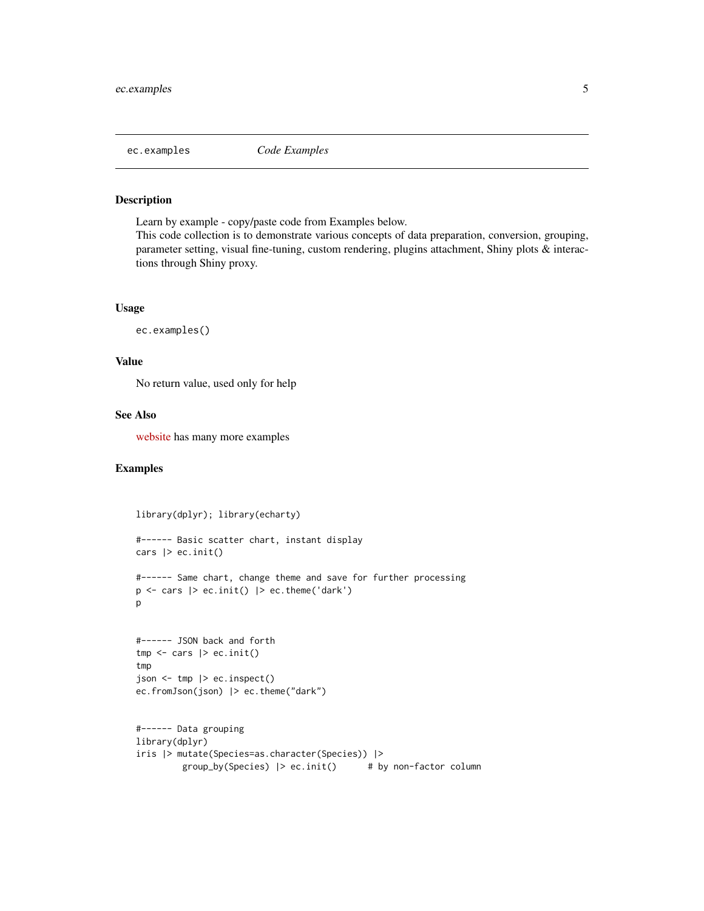`ec.examples` *Code Examples*

## Description

Learn by example - copy/paste code from Examples below.
This code collection is to demonstrate various concepts of data preparation, conversion, grouping, parameter setting, visual fine-tuning, custom rendering, plugins attachment, Shiny plots & interactions through Shiny proxy.

## Usage

```
ec.examples()
```

## Value

No return value, used only for help

## See Also

website has many more examples

## Examples

```
library(dplyr); library(echarty)

#------ Basic scatter chart, instant display
cars |> ec.init()

#------ Same chart, change theme and save for further processing
p <- cars |> ec.init() |> ec.theme('dark')
p


#------ JSON back and forth
tmp <- cars |> ec.init()
tmp
json <- tmp |> ec.inspect()
ec.fromJson(json) |> ec.theme("dark")


#------ Data grouping
library(dplyr)
iris |> mutate(Species=as.character(Species)) |>
        group_by(Species) |> ec.init()      # by non-factor column
```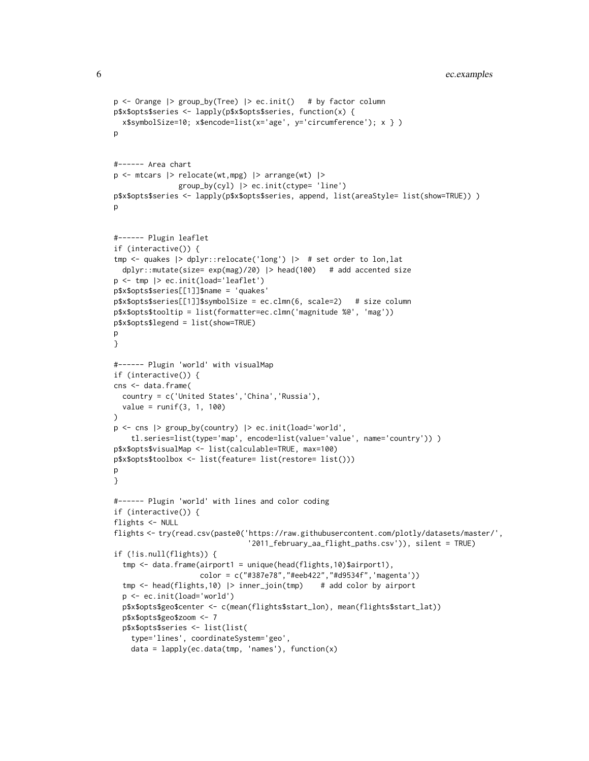```
p <- Orange |> group_by(Tree) |> ec.init()   # by factor column
p$x$opts$series <- lapply(p$x$opts$series, function(x) {
  x$symbolSize=10; x$encode=list(x='age', y='circumference'); x } )
p


#------ Area chart
p <- mtcars |> relocate(wt,mpg) |> arrange(wt) |>
              group_by(cyl) |> ec.init(ctype= 'line')
p$x$opts$series <- lapply(p$x$opts$series, append, list(areaStyle= list(show=TRUE)) )
p


#------ Plugin leaflet
if (interactive()) {
tmp <- quakes |> dplyr::relocate('long') |>  # set order to lon,lat
  dplyr::mutate(size= exp(mag)/20) |> head(100)   # add accented size
p <- tmp |> ec.init(load='leaflet')
p$x$opts$series[[1]]$name = 'quakes'
p$x$opts$series[[1]]$symbolSize = ec.clmn(6, scale=2)   # size column
p$x$opts$tooltip = list(formatter=ec.clmn('magnitude %@', 'mag'))
p$x$opts$legend = list(show=TRUE)
p
}

#------ Plugin 'world' with visualMap
if (interactive()) {
cns <- data.frame(
  country = c('United States','China','Russia'),
  value = runif(3, 1, 100)
)
p <- cns |> group_by(country) |> ec.init(load='world',
    tl.series=list(type='map', encode=list(value='value', name='country')) )
p$x$opts$visualMap <- list(calculable=TRUE, max=100)
p$x$opts$toolbox <- list(feature= list(restore= list()))
p
}

#------ Plugin 'world' with lines and color coding
if (interactive()) {
flights <- NULL
flights <- try(read.csv(paste0('https://raw.githubusercontent.com/plotly/datasets/master/',
                               '2011_february_aa_flight_paths.csv')), silent = TRUE)
if (!is.null(flights)) {
  tmp <- data.frame(airport1 = unique(head(flights,10)$airport1),
                   color = c("#387e78","#eeb422","#d9534f",'magenta'))
  tmp <- head(flights,10) |> inner_join(tmp)    # add color by airport
  p <- ec.init(load='world')
  p$x$opts$geo$center <- c(mean(flights$start_lon), mean(flights$start_lat))
  p$x$opts$geo$zoom <- 7
  p$x$opts$series <- list(list(
    type='lines', coordinateSystem='geo',
    data = lapply(ec.data(tmp, 'names'), function(x)
```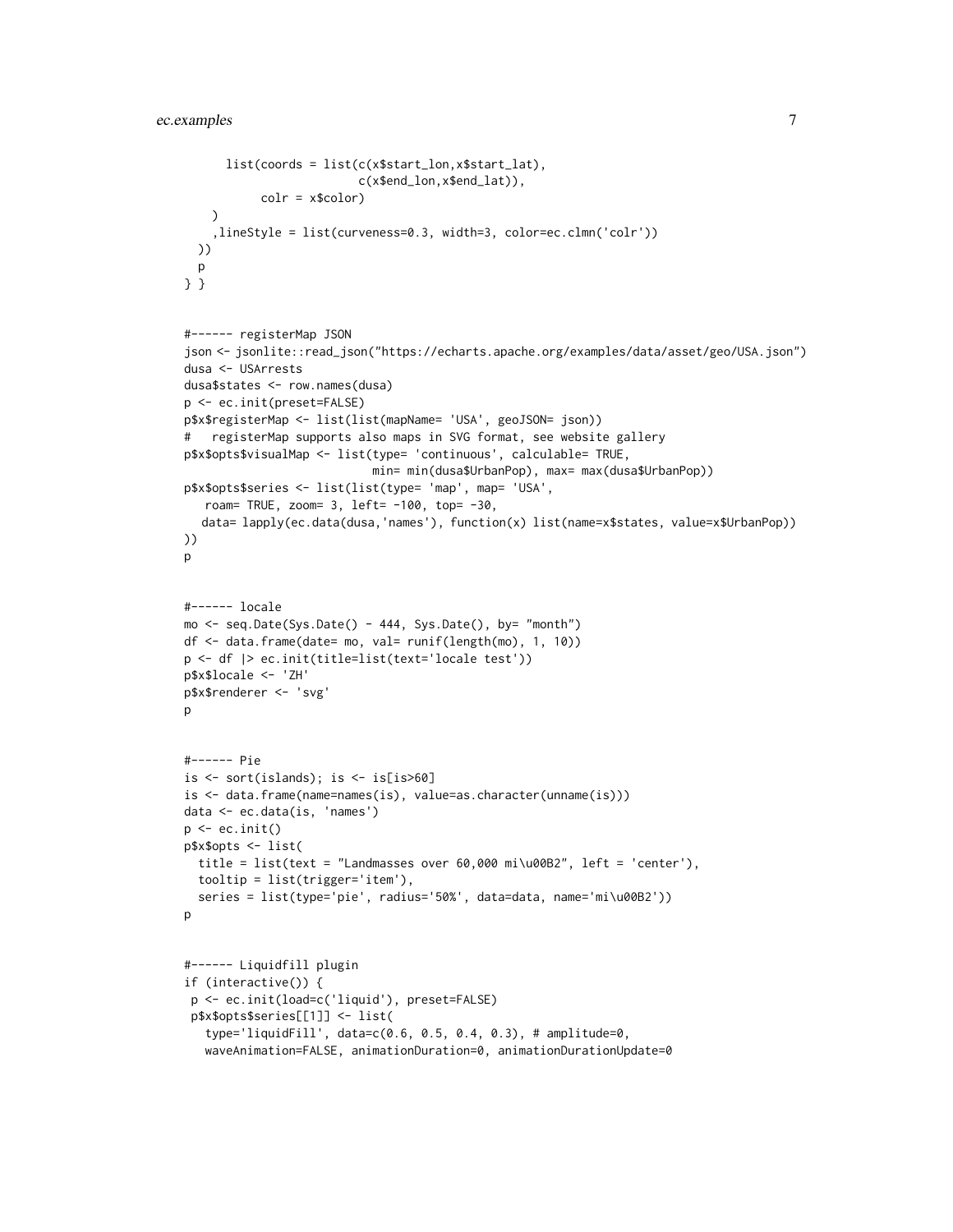```
      list(coords = list(c(x$start_lon,x$start_lat),
                         c(x$end_lon,x$end_lat)),
           colr = x$color)
    )
    ,lineStyle = list(curveness=0.3, width=3, color=ec.clmn('colr'))
  ))
  p
} }


#------ registerMap JSON
json <- jsonlite::read_json("https://echarts.apache.org/examples/data/asset/geo/USA.json")
dusa <- USArrests
dusa$states <- row.names(dusa)
p <- ec.init(preset=FALSE)
p$x$registerMap <- list(list(mapName= 'USA', geoJSON= json))
#   registerMap supports also maps in SVG format, see website gallery
p$x$opts$visualMap <- list(type= 'continuous', calculable= TRUE,
                           min= min(dusa$UrbanPop), max= max(dusa$UrbanPop))
p$x$opts$series <- list(list(type= 'map', map= 'USA',
   roam= TRUE, zoom= 3, left= -100, top= -30,
   data= lapply(ec.data(dusa,'names'), function(x) list(name=x$states, value=x$UrbanPop))
))
p


#------ locale
mo <- seq.Date(Sys.Date() - 444, Sys.Date(), by= "month")
df <- data.frame(date= mo, val= runif(length(mo), 1, 10))
p <- df |> ec.init(title=list(text='locale test'))
p$x$locale <- 'ZH'
p$x$renderer <- 'svg'
p


#------ Pie
is <- sort(islands); is <- is[is>60]
is <- data.frame(name=names(is), value=as.character(unname(is)))
data <- ec.data(is, 'names')
p <- ec.init()
p$x$opts <- list(
  title = list(text = "Landmasses over 60,000 mi\u00B2", left = 'center'),
  tooltip = list(trigger='item'),
  series = list(type='pie', radius='50%', data=data, name='mi\u00B2'))
p


#------ Liquidfill plugin
if (interactive()) {
 p <- ec.init(load=c('liquid'), preset=FALSE)
 p$x$opts$series[[1]] <- list(
   type='liquidFill', data=c(0.6, 0.5, 0.4, 0.3), # amplitude=0,
   waveAnimation=FALSE, animationDuration=0, animationDurationUpdate=0
```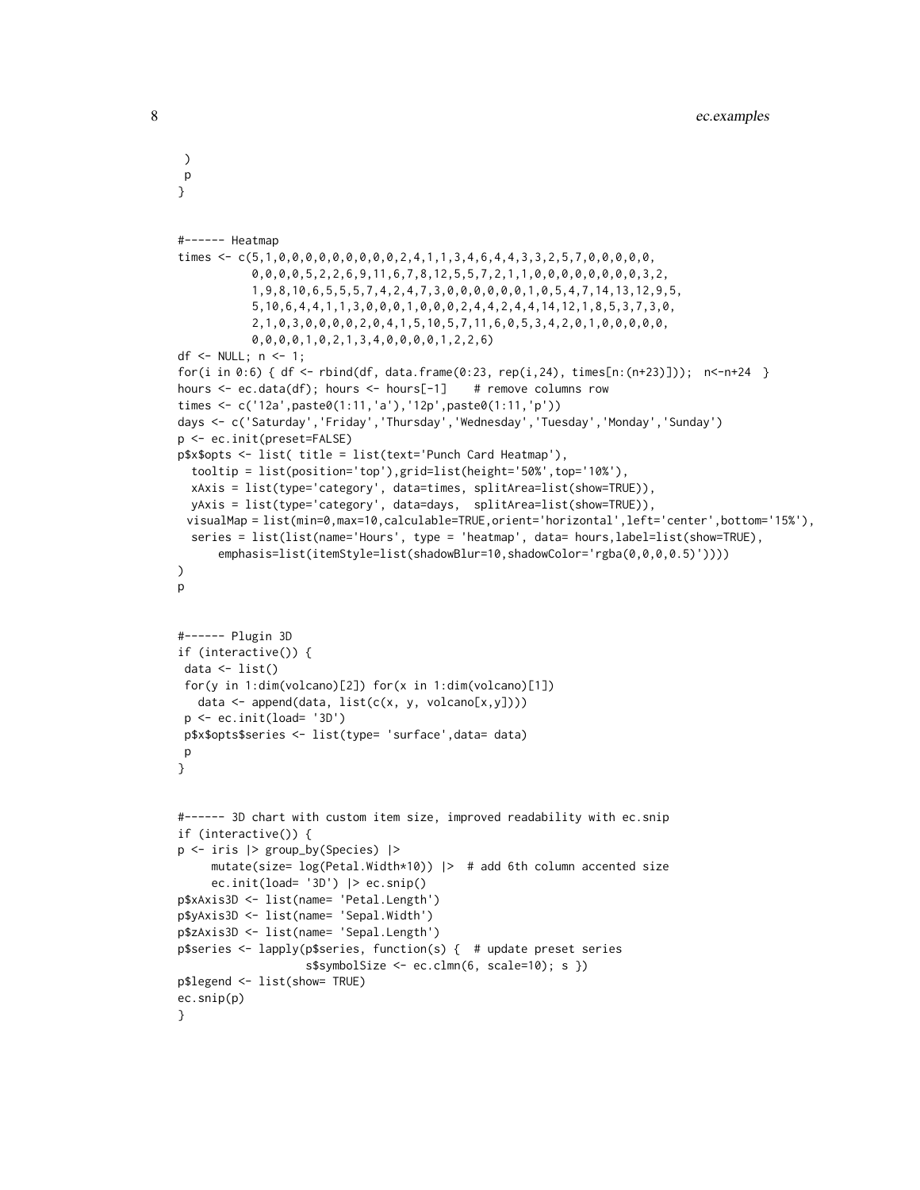```
 )
 p
}


#------ Heatmap
times <- c(5,1,0,0,0,0,0,0,0,0,0,2,4,1,1,3,4,6,4,4,3,3,2,5,7,0,0,0,0,0,
           0,0,0,0,5,2,2,6,9,11,6,7,8,12,5,5,7,2,1,1,0,0,0,0,0,0,0,0,3,2,
           1,9,8,10,6,5,5,5,7,4,2,4,7,3,0,0,0,0,0,0,1,0,5,4,7,14,13,12,9,5,
           5,10,6,4,4,1,1,3,0,0,0,1,0,0,0,2,4,4,2,4,4,14,12,1,8,5,3,7,3,0,
           2,1,0,3,0,0,0,0,2,0,4,1,5,10,5,7,11,6,0,5,3,4,2,0,1,0,0,0,0,0,
           0,0,0,0,1,0,2,1,3,4,0,0,0,0,1,2,2,6)
df <- NULL; n <- 1;
for(i in 0:6) { df <- rbind(df, data.frame(0:23, rep(i,24), times[n:(n+23)]));  n<-n+24  }
hours <- ec.data(df); hours <- hours[-1]    # remove columns row
times <- c('12a',paste0(1:11,'a'),'12p',paste0(1:11,'p'))
days <- c('Saturday','Friday','Thursday','Wednesday','Tuesday','Monday','Sunday')
p <- ec.init(preset=FALSE)
p$x$opts <- list( title = list(text='Punch Card Heatmap'),
  tooltip = list(position='top'),grid=list(height='50%',top='10%'),
  xAxis = list(type='category', data=times, splitArea=list(show=TRUE)),
  yAxis = list(type='category', data=days,  splitArea=list(show=TRUE)),
 visualMap = list(min=0,max=10,calculable=TRUE,orient='horizontal',left='center',bottom='15%'),
  series = list(list(name='Hours', type = 'heatmap', data= hours,label=list(show=TRUE),
      emphasis=list(itemStyle=list(shadowBlur=10,shadowColor='rgba(0,0,0,0.5)'))))
)
p


#------ Plugin 3D
if (interactive()) {
 data <- list()
 for(y in 1:dim(volcano)[2]) for(x in 1:dim(volcano)[1])
   data <- append(data, list(c(x, y, volcano[x,y])))
 p <- ec.init(load= '3D')
 p$x$opts$series <- list(type= 'surface',data= data)
 p
}


#------ 3D chart with custom item size, improved readability with ec.snip
if (interactive()) {
p <- iris |> group_by(Species) |>
     mutate(size= log(Petal.Width*10)) |>  # add 6th column accented size
     ec.init(load= '3D') |> ec.snip()
p$xAxis3D <- list(name= 'Petal.Length')
p$yAxis3D <- list(name= 'Sepal.Width')
p$zAxis3D <- list(name= 'Sepal.Length')
p$series <- lapply(p$series, function(s) {  # update preset series
                 s$symbolSize <- ec.clmn(6, scale=10); s })
p$legend <- list(show= TRUE)
ec.snip(p)
}
```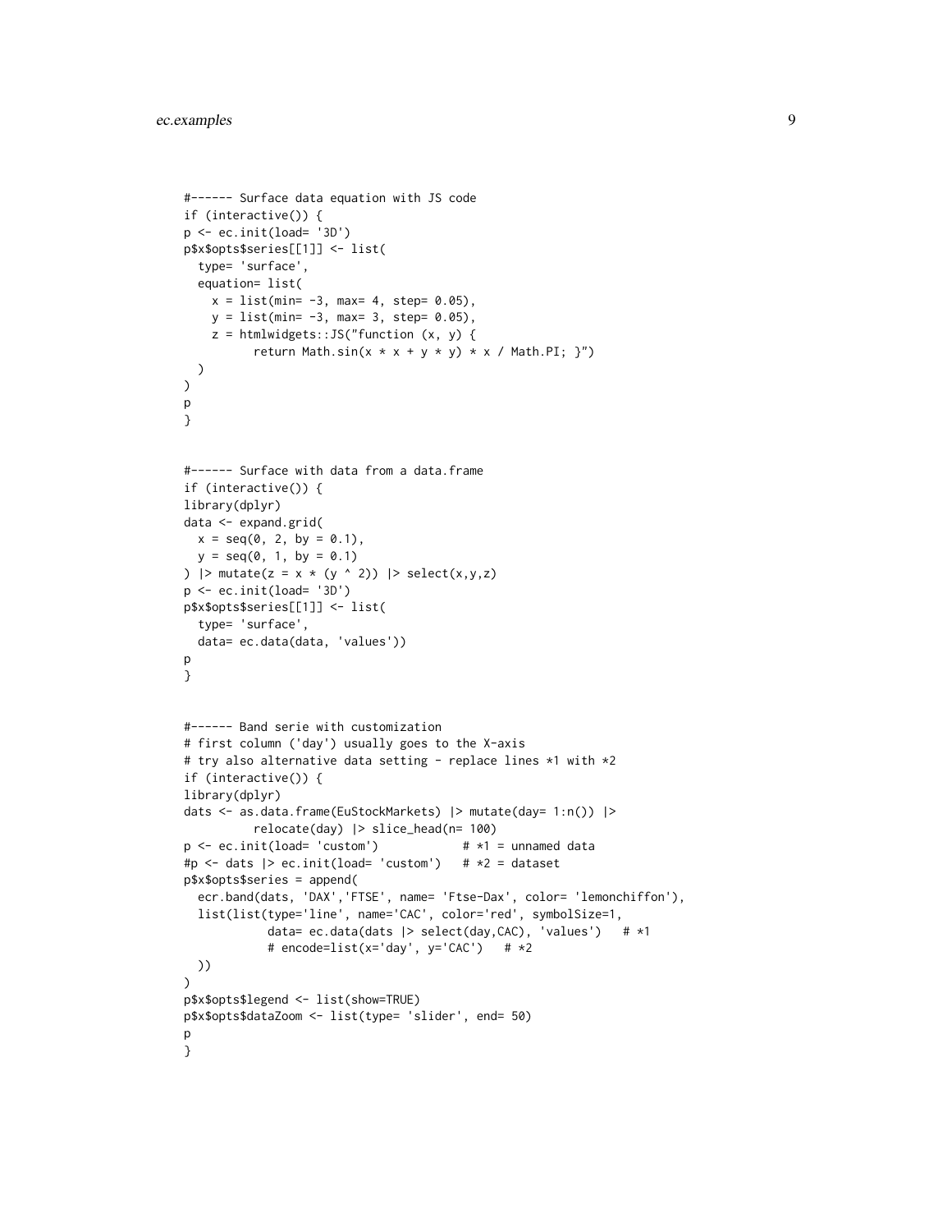```
#------ Surface data equation with JS code
if (interactive()) {
p <- ec.init(load= '3D')
p$x$opts$series[[1]] <- list(
  type= 'surface',
  equation= list(
    x = list(min= -3, max= 4, step= 0.05),
    y = list(min= -3, max= 3, step= 0.05),
    z = htmlwidgets::JS("function (x, y) {
          return Math.sin(x * x + y * y) * x / Math.PI; }")
  )
)
p
}


#------ Surface with data from a data.frame
if (interactive()) {
library(dplyr)
data <- expand.grid(
  x = seq(0, 2, by = 0.1),
  y = seq(0, 1, by = 0.1)
) |> mutate(z = x * (y ^ 2)) |> select(x,y,z)
p <- ec.init(load= '3D')
p$x$opts$series[[1]] <- list(
  type= 'surface',
  data= ec.data(data, 'values'))
p
}


#------ Band serie with customization
# first column ('day') usually goes to the X-axis
# try also alternative data setting - replace lines *1 with *2
if (interactive()) {
library(dplyr)
dats <- as.data.frame(EuStockMarkets) |> mutate(day= 1:n()) |>
          relocate(day) |> slice_head(n= 100)
p <- ec.init(load= 'custom')            # *1 = unnamed data
#p <- dats |> ec.init(load= 'custom')   # *2 = dataset
p$x$opts$series = append(
  ecr.band(dats, 'DAX','FTSE', name= 'Ftse-Dax', color= 'lemonchiffon'),
  list(list(type='line', name='CAC', color='red', symbolSize=1,
            data= ec.data(dats |> select(day,CAC), 'values')   # *1
            # encode=list(x='day', y='CAC')   # *2
  ))
)
p$x$opts$legend <- list(show=TRUE)
p$x$opts$dataZoom <- list(type= 'slider', end= 50)
p
}
```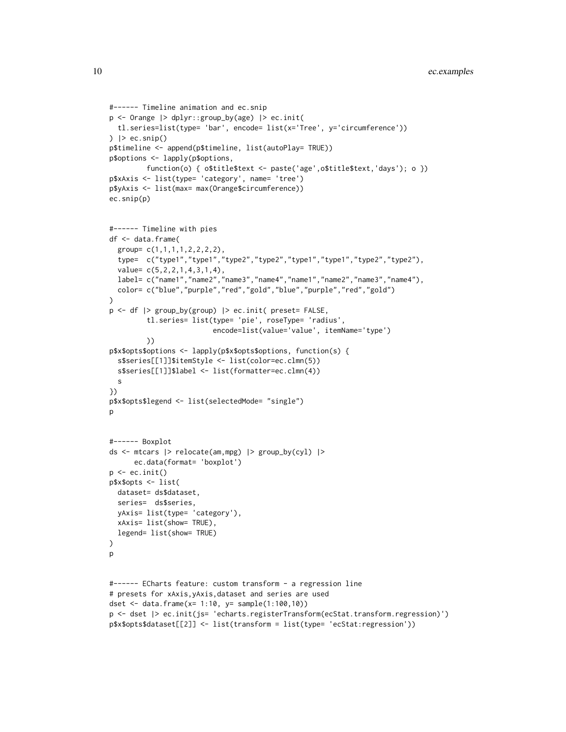```
#------ Timeline animation and ec.snip
p <- Orange |> dplyr::group_by(age) |> ec.init(
  tl.series=list(type= 'bar', encode= list(x='Tree', y='circumference'))
) |> ec.snip()
p$timeline <- append(p$timeline, list(autoPlay= TRUE))
p$options <- lapply(p$options,
        function(o) { o$title$text <- paste('age',o$title$text,'days'); o })
p$xAxis <- list(type= 'category', name= 'tree')
p$yAxis <- list(max= max(Orange$circumference))
ec.snip(p)


#------ Timeline with pies
df <- data.frame(
  group= c(1,1,1,1,2,2,2,2),
  type=  c("type1","type1","type2","type2","type1","type1","type2","type2"),
  value= c(5,2,2,1,4,3,1,4),
  label= c("name1","name2","name3","name4","name1","name2","name3","name4"),
  color= c("blue","purple","red","gold","blue","purple","red","gold")
)
p <- df |> group_by(group) |> ec.init( preset= FALSE,
        tl.series= list(type= 'pie', roseType= 'radius',
                        encode=list(value='value', itemName='type')
        ))
p$x$opts$options <- lapply(p$x$opts$options, function(s) {
  s$series[[1]]$itemStyle <- list(color=ec.clmn(5))
  s$series[[1]]$label <- list(formatter=ec.clmn(4))
  s
})
p$x$opts$legend <- list(selectedMode= "single")
p


#------ Boxplot
ds <- mtcars |> relocate(am,mpg) |> group_by(cyl) |>
      ec.data(format= 'boxplot')
p <- ec.init()
p$x$opts <- list(
  dataset= ds$dataset,
  series=  ds$series,
  yAxis= list(type= 'category'),
  xAxis= list(show= TRUE),
  legend= list(show= TRUE)
)
p


#------ ECharts feature: custom transform - a regression line
# presets for xAxis,yAxis,dataset and series are used
dset <- data.frame(x= 1:10, y= sample(1:100,10))
p <- dset |> ec.init(js= 'echarts.registerTransform(ecStat.transform.regression)')
p$x$opts$dataset[[2]] <- list(transform = list(type= 'ecStat:regression'))
```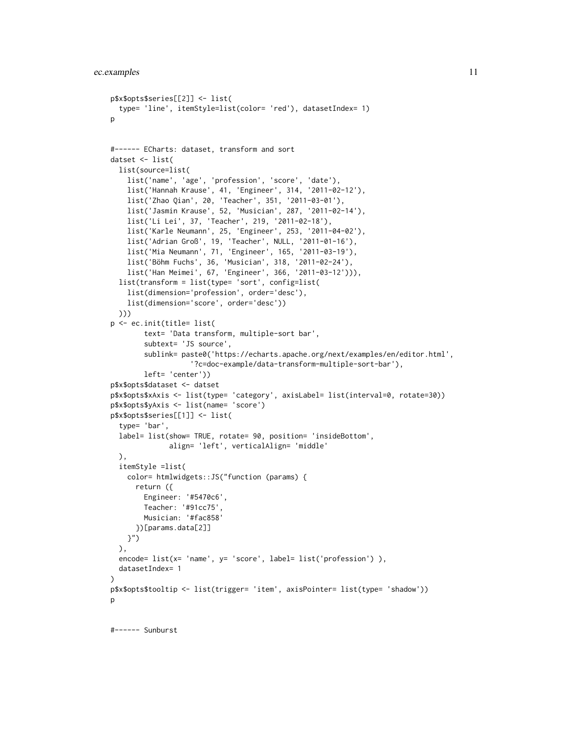```
p$x$opts$series[[2]] <- list(
  type= 'line', itemStyle=list(color= 'red'), datasetIndex= 1)
p


#------ ECharts: dataset, transform and sort
datset <- list(
  list(source=list(
    list('name', 'age', 'profession', 'score', 'date'),
    list('Hannah Krause', 41, 'Engineer', 314, '2011-02-12'),
    list('Zhao Qian', 20, 'Teacher', 351, '2011-03-01'),
    list('Jasmin Krause', 52, 'Musician', 287, '2011-02-14'),
    list('Li Lei', 37, 'Teacher', 219, '2011-02-18'),
    list('Karle Neumann', 25, 'Engineer', 253, '2011-04-02'),
    list('Adrian Groß', 19, 'Teacher', NULL, '2011-01-16'),
    list('Mia Neumann', 71, 'Engineer', 165, '2011-03-19'),
    list('Böhm Fuchs', 36, 'Musician', 318, '2011-02-24'),
    list('Han Meimei', 67, 'Engineer', 366, '2011-03-12'))),
  list(transform = list(type= 'sort', config=list(
    list(dimension='profession', order='desc'),
    list(dimension='score', order='desc'))
  )))
p <- ec.init(title= list(
        text= 'Data transform, multiple-sort bar',
        subtext= 'JS source',
        sublink= paste0('https://echarts.apache.org/next/examples/en/editor.html',
                    '?c=doc-example/data-transform-multiple-sort-bar'),
        left= 'center'))
p$x$opts$dataset <- datset
p$x$opts$xAxis <- list(type= 'category', axisLabel= list(interval=0, rotate=30))
p$x$opts$yAxis <- list(name= 'score')
p$x$opts$series[[1]] <- list(
  type= 'bar',
  label= list(show= TRUE, rotate= 90, position= 'insideBottom',
            align= 'left', verticalAlign= 'middle'
  ),
  itemStyle =list(
    color= htmlwidgets::JS("function (params) {
      return ({
        Engineer: '#5470c6',
        Teacher: '#91cc75',
        Musician: '#fac858'
      })[params.data[2]]
    }")
  ),
  encode= list(x= 'name', y= 'score', label= list('profession') ),
  datasetIndex= 1
)
p$x$opts$tooltip <- list(trigger= 'item', axisPointer= list(type= 'shadow'))
p


#------ Sunburst
```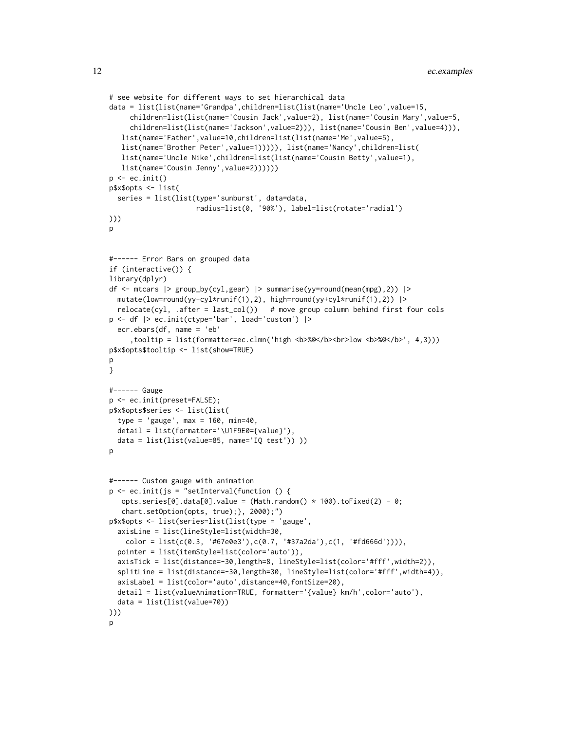```
# see website for different ways to set hierarchical data
data = list(list(name='Grandpa',children=list(list(name='Uncle Leo',value=15,
     children=list(list(name='Cousin Jack',value=2), list(name='Cousin Mary',value=5,
     children=list(list(name='Jackson',value=2))), list(name='Cousin Ben',value=4))),
   list(name='Father',value=10,children=list(list(name='Me',value=5),
   list(name='Brother Peter',value=1))))), list(name='Nancy',children=list(
   list(name='Uncle Nike',children=list(list(name='Cousin Betty',value=1),
   list(name='Cousin Jenny',value=2))))))
p <- ec.init()
p$x$opts <- list(
  series = list(list(type='sunburst', data=data,
                   radius=list(0, '90%'), label=list(rotate='radial')
)))
p


#------ Error Bars on grouped data
if (interactive()) {
library(dplyr)
df <- mtcars |> group_by(cyl,gear) |> summarise(yy=round(mean(mpg),2)) |>
  mutate(low=round(yy-cyl*runif(1),2), high=round(yy+cyl*runif(1),2)) |>
  relocate(cyl, .after = last_col())   # move group column behind first four cols
p <- df |> ec.init(ctype='bar', load='custom') |>
  ecr.ebars(df, name = 'eb'
     ,tooltip = list(formatter=ec.clmn('high <b>%@</b><br>low <b>%@</b>', 4,3)))
p$x$opts$tooltip <- list(show=TRUE)
p
}

#------ Gauge
p <- ec.init(preset=FALSE);
p$x$opts$series <- list(list(
  type = 'gauge', max = 160, min=40,
  detail = list(formatter='\U1F9E0={value}'),
  data = list(list(value=85, name='IQ test')) ))
p


#------ Custom gauge with animation
p <- ec.init(js = "setInterval(function () {
   opts.series[0].data[0].value = (Math.random() * 100).toFixed(2) - 0;
   chart.setOption(opts, true);}, 2000);")
p$x$opts <- list(series=list(list(type = 'gauge',
  axisLine = list(lineStyle=list(width=30,
    color = list(c(0.3, '#67e0e3'),c(0.7, '#37a2da'),c(1, '#fd666d')))),
  pointer = list(itemStyle=list(color='auto')),
  axisTick = list(distance=-30,length=8, lineStyle=list(color='#fff',width=2)),
  splitLine = list(distance=-30,length=30, lineStyle=list(color='#fff',width=4)),
  axisLabel = list(color='auto',distance=40,fontSize=20),
  detail = list(valueAnimation=TRUE, formatter='{value} km/h',color='auto'),
  data = list(list(value=70))
)))
p
```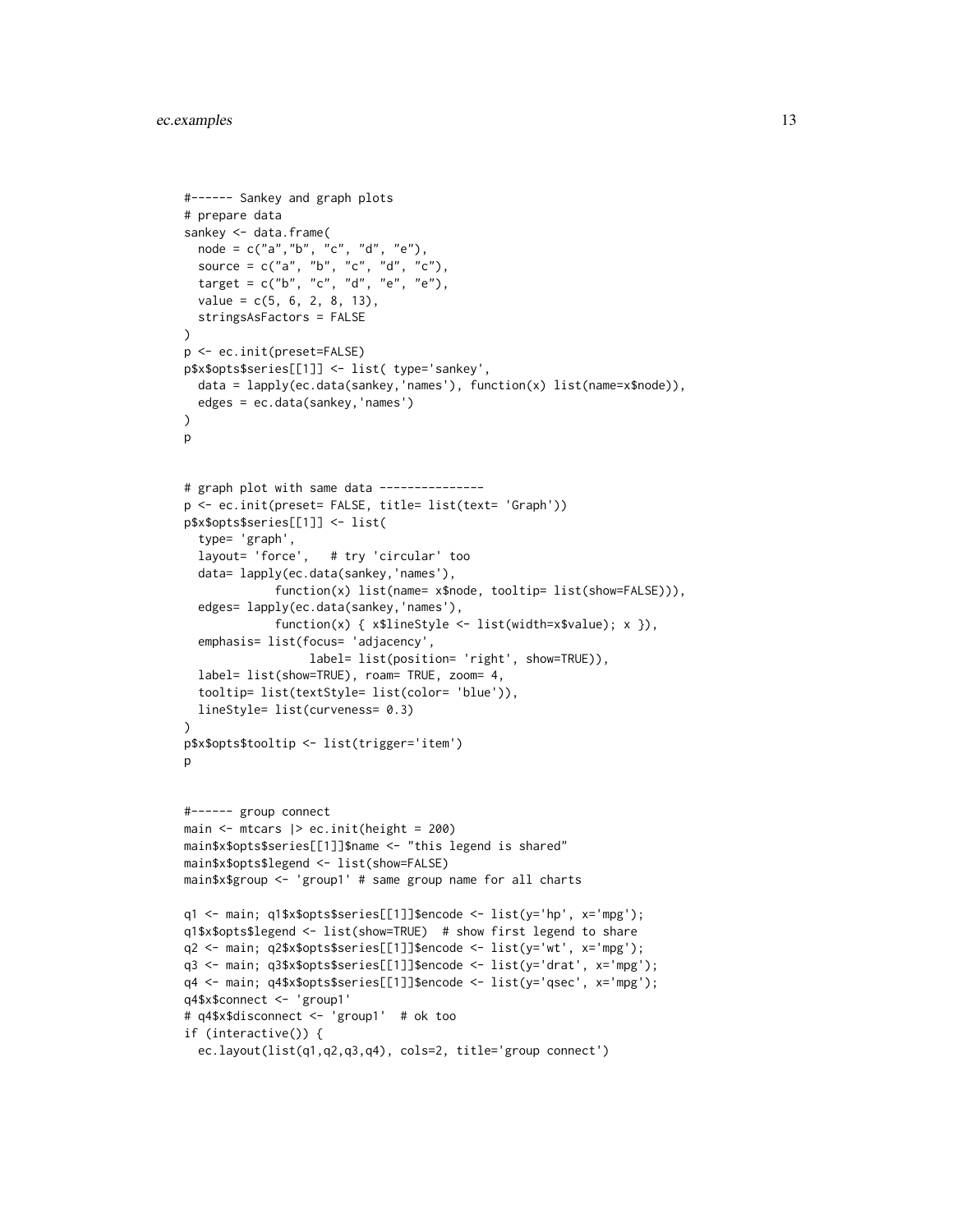```
#------ Sankey and graph plots
# prepare data
sankey <- data.frame(
  node = c("a","b", "c", "d", "e"),
  source = c("a", "b", "c", "d", "c"),
  target = c("b", "c", "d", "e", "e"),
  value = c(5, 6, 2, 8, 13),
  stringsAsFactors = FALSE
)
p <- ec.init(preset=FALSE)
p$x$opts$series[[1]] <- list( type='sankey',
  data = lapply(ec.data(sankey,'names'), function(x) list(name=x$node)),
  edges = ec.data(sankey,'names')
)
p


# graph plot with same data ---------------
p <- ec.init(preset= FALSE, title= list(text= 'Graph'))
p$x$opts$series[[1]] <- list(
  type= 'graph',
  layout= 'force',   # try 'circular' too
  data= lapply(ec.data(sankey,'names'),
            function(x) list(name= x$node, tooltip= list(show=FALSE))),
  edges= lapply(ec.data(sankey,'names'),
            function(x) { x$lineStyle <- list(width=x$value); x }),
  emphasis= list(focus= 'adjacency',
                 label= list(position= 'right', show=TRUE)),
  label= list(show=TRUE), roam= TRUE, zoom= 4,
  tooltip= list(textStyle= list(color= 'blue')),
  lineStyle= list(curveness= 0.3)
)
p$x$opts$tooltip <- list(trigger='item')
p


#------ group connect
main <- mtcars |> ec.init(height = 200)
main$x$opts$series[[1]]$name <- "this legend is shared"
main$x$opts$legend <- list(show=FALSE)
main$x$group <- 'group1' # same group name for all charts

q1 <- main; q1$x$opts$series[[1]]$encode <- list(y='hp', x='mpg');
q1$x$opts$legend <- list(show=TRUE)  # show first legend to share
q2 <- main; q2$x$opts$series[[1]]$encode <- list(y='wt', x='mpg');
q3 <- main; q3$x$opts$series[[1]]$encode <- list(y='drat', x='mpg');
q4 <- main; q4$x$opts$series[[1]]$encode <- list(y='qsec', x='mpg');
q4$x$connect <- 'group1'
# q4$x$disconnect <- 'group1'  # ok too
if (interactive()) {
  ec.layout(list(q1,q2,q3,q4), cols=2, title='group connect')
```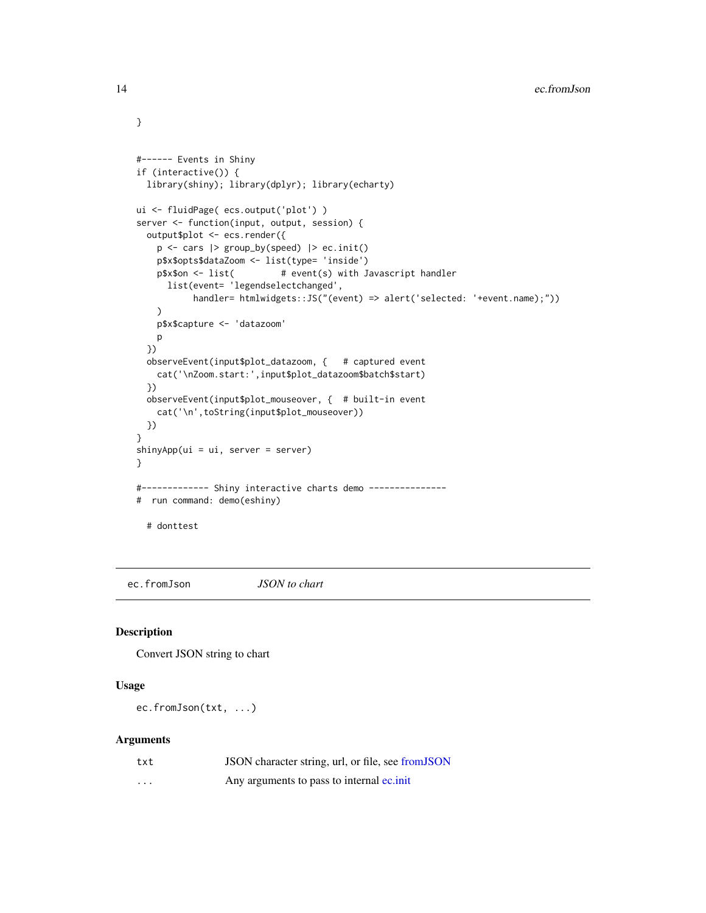```
}

#------ Events in Shiny
if (interactive()) {
  library(shiny); library(dplyr); library(echarty)

ui <- fluidPage( ecs.output('plot') )
server <- function(input, output, session) {
  output$plot <- ecs.render({
    p <- cars |> group_by(speed) |> ec.init()
    p$x$opts$dataZoom <- list(type= 'inside')
    p$x$on <- list(         # event(s) with Javascript handler
      list(event= 'legendselectchanged',
           handler= htmlwidgets::JS("(event) => alert('selected: '+event.name);"))
    )
    p$x$capture <- 'datazoom'
    p
  })
  observeEvent(input$plot_datazoom, {   # captured event
    cat('\nZoom.start:',input$plot_datazoom$batch$start)
  })
  observeEvent(input$plot_mouseover, {  # built-in event
    cat('\n',toString(input$plot_mouseover))
  })
}
shinyApp(ui = ui, server = server)
}

#------------- Shiny interactive charts demo ---------------
#  run command: demo(eshiny)

  # donttest
```

## ec.fromJson *JSON to chart*

### Description

Convert JSON string to chart

### Usage

```
ec.fromJson(txt, ...)
```

### Arguments

| | |
|---|---|
| `txt` | JSON character string, url, or file, see fromJSON |
| `...` | Any arguments to pass to internal ec.init |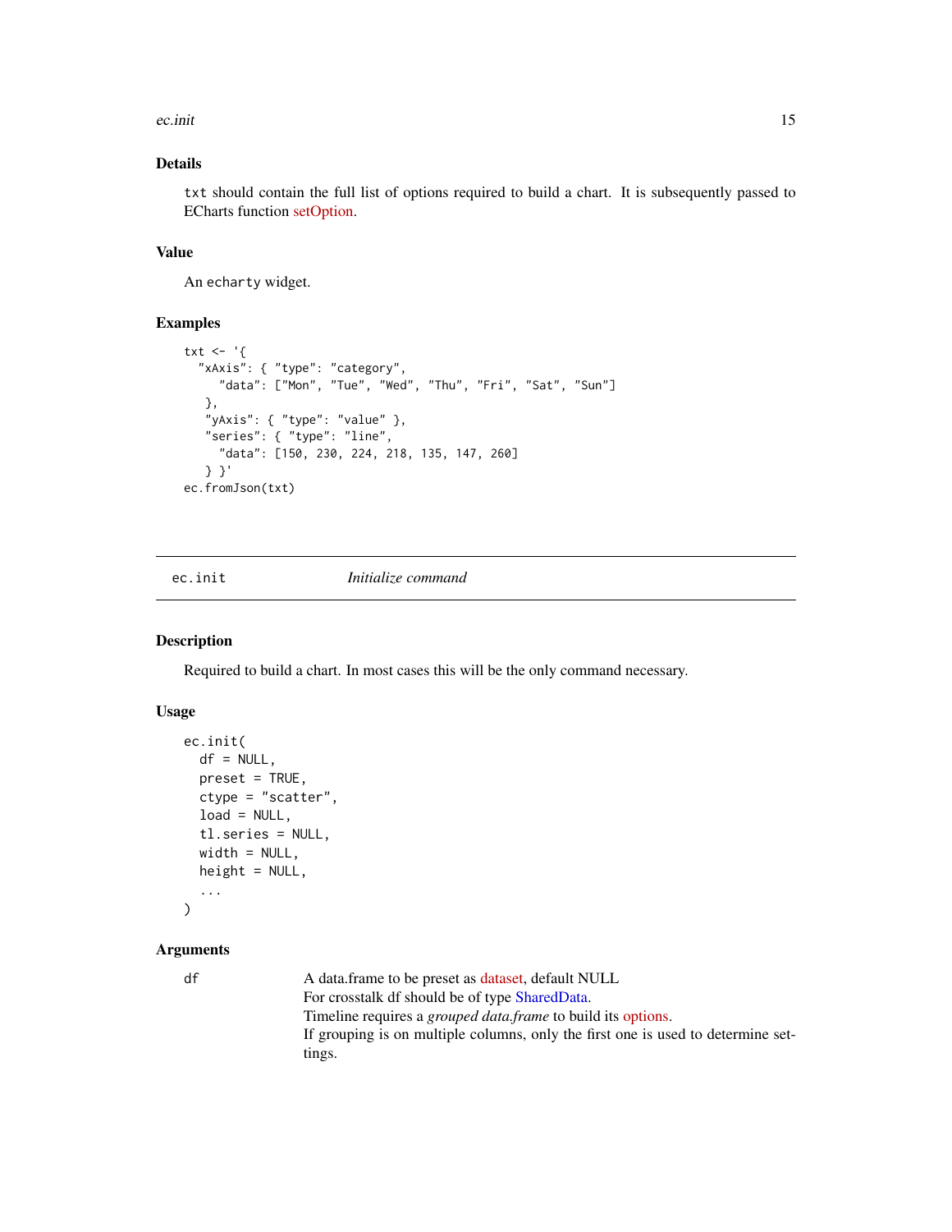## Details

`txt` should contain the full list of options required to build a chart. It is subsequently passed to ECharts function setOption.

## Value

An `echarty` widget.

## Examples

```
txt <- '{
  "xAxis": { "type": "category",
     "data": ["Mon", "Tue", "Wed", "Thu", "Fri", "Sat", "Sun"]
   },
   "yAxis": { "type": "value" },
   "series": { "type": "line",
     "data": [150, 230, 224, 218, 135, 147, 260]
   } }'
ec.fromJson(txt)
```

---

# ec.init *Initialize command*

---

## Description

Required to build a chart. In most cases this will be the only command necessary.

## Usage

```
ec.init(
  df = NULL,
  preset = TRUE,
  ctype = "scatter",
  load = NULL,
  tl.series = NULL,
  width = NULL,
  height = NULL,
  ...
)
```

## Arguments

| | |
|---|---|
| df | A data.frame to be preset as dataset, default NULL<br>For crosstalk df should be of type SharedData.<br>Timeline requires a *grouped data.frame* to build its options.<br>If grouping is on multiple columns, only the first one is used to determine settings. |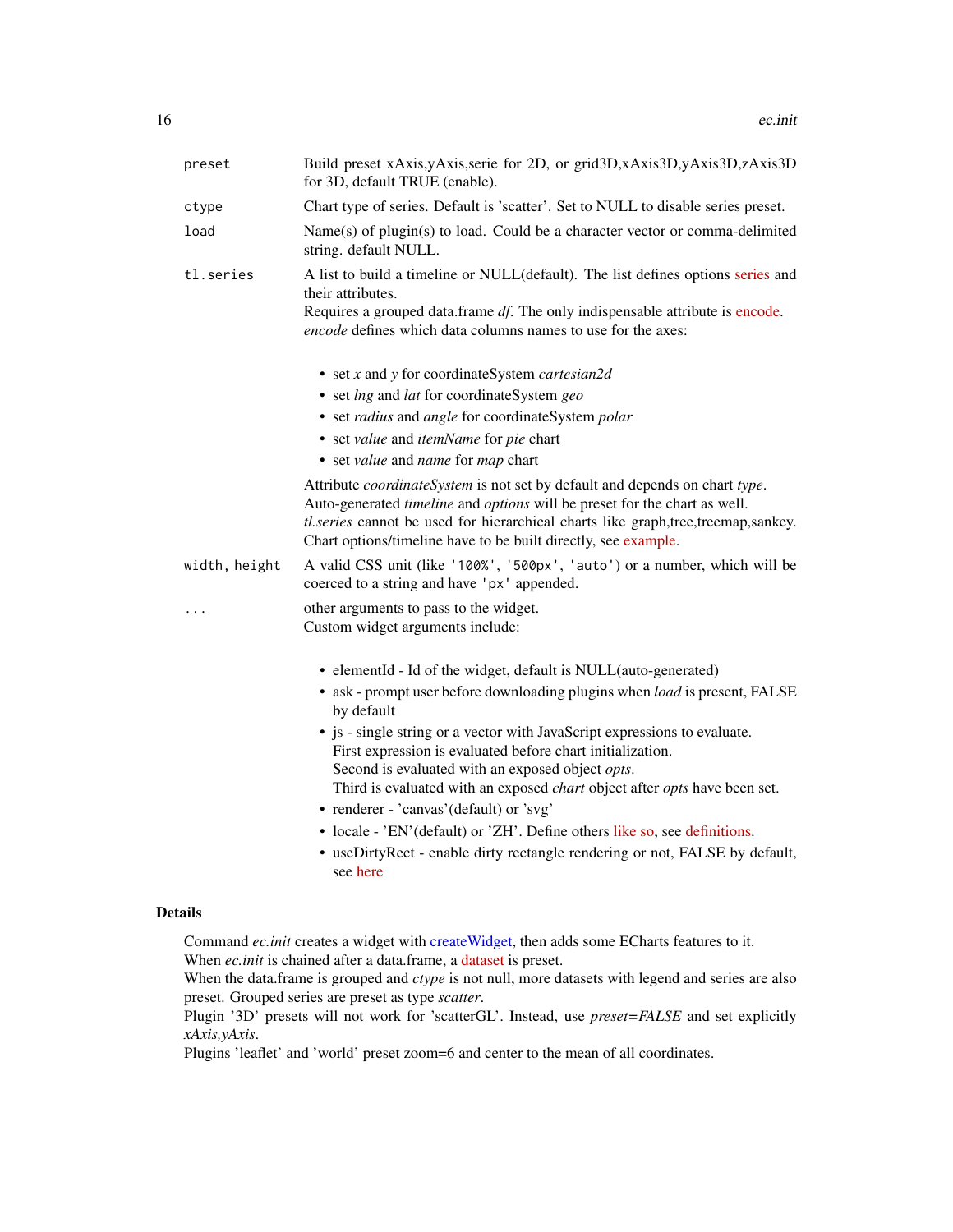| | |
|---|---|
| `preset` | Build preset xAxis,yAxis,serie for 2D, or grid3D,xAxis3D,yAxis3D,zAxis3D for 3D, default TRUE (enable). |
| `ctype` | Chart type of series. Default is 'scatter'. Set to NULL to disable series preset. |
| `load` | Name(s) of plugin(s) to load. Could be a character vector or comma-delimited string. default NULL. |
| `tl.series` | A list to build a timeline or NULL(default). The list defines options series and their attributes.<br>Requires a grouped data.frame *df*. The only indispensable attribute is encode. *encode* defines which data columns names to use for the axes:<br>• set *x* and *y* for coordinateSystem *cartesian2d*<br>• set *lng* and *lat* for coordinateSystem *geo*<br>• set *radius* and *angle* for coordinateSystem *polar*<br>• set *value* and *itemName* for *pie* chart<br>• set *value* and *name* for *map* chart<br>Attribute *coordinateSystem* is not set by default and depends on chart *type*.<br>Auto-generated *timeline* and *options* will be preset for the chart as well.<br>*tl.series* cannot be used for hierarchical charts like graph,tree,treemap,sankey. Chart options/timeline have to be built directly, see example. |
| `width, height` | A valid CSS unit (like `'100%'`, `'500px'`, `'auto'`) or a number, which will be coerced to a string and have `'px'` appended. |
| `...` | other arguments to pass to the widget.<br>Custom widget arguments include:<br>• elementId - Id of the widget, default is NULL(auto-generated)<br>• ask - prompt user before downloading plugins when *load* is present, FALSE by default<br>• js - single string or a vector with JavaScript expressions to evaluate. First expression is evaluated before chart initialization. Second is evaluated with an exposed object *opts*. Third is evaluated with an exposed *chart* object after *opts* have been set.<br>• renderer - 'canvas'(default) or 'svg'<br>• locale - 'EN'(default) or 'ZH'. Define others like so, see definitions.<br>• useDirtyRect - enable dirty rectangle rendering or not, FALSE by default, see here |

## Details

Command *ec.init* creates a widget with createWidget, then adds some ECharts features to it.
When *ec.init* is chained after a data.frame, a dataset is preset.
When the data.frame is grouped and *ctype* is not null, more datasets with legend and series are also preset. Grouped series are preset as type *scatter*.
Plugin '3D' presets will not work for 'scatterGL'. Instead, use *preset=FALSE* and set explicitly *xAxis,yAxis*.
Plugins 'leaflet' and 'world' preset zoom=6 and center to the mean of all coordinates.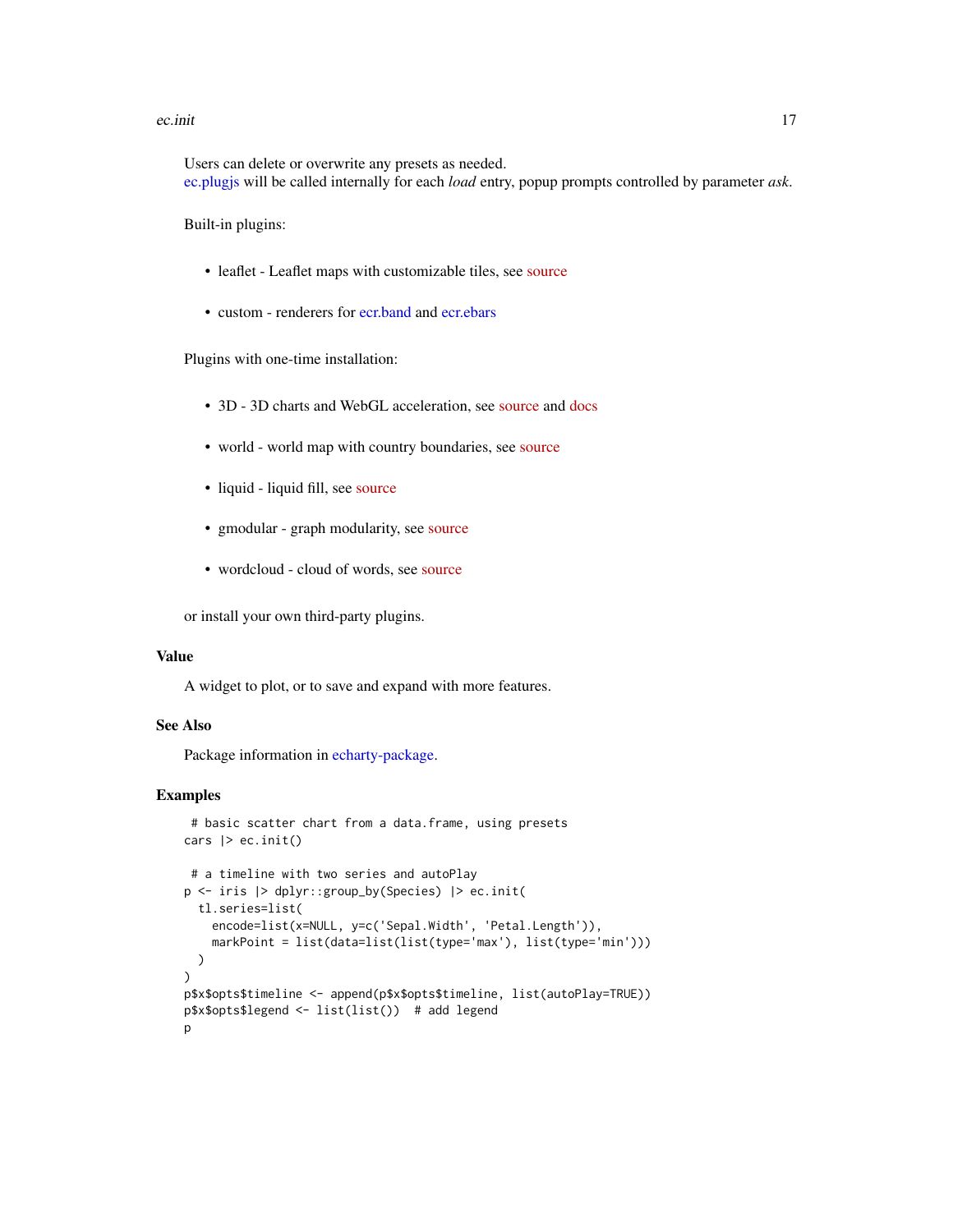Users can delete or overwrite any presets as needed.
ec.plugjs will be called internally for each *load* entry, popup prompts controlled by parameter *ask*.

Built-in plugins:

- leaflet - Leaflet maps with customizable tiles, see source
- custom - renderers for ecr.band and ecr.ebars

Plugins with one-time installation:

- 3D - 3D charts and WebGL acceleration, see source and docs
- world - world map with country boundaries, see source
- liquid - liquid fill, see source
- gmodular - graph modularity, see source
- wordcloud - cloud of words, see source

or install your own third-party plugins.

## Value

A widget to plot, or to save and expand with more features.

## See Also

Package information in echarty-package.

## Examples

```
 # basic scatter chart from a data.frame, using presets
cars |> ec.init()

 # a timeline with two series and autoPlay
p <- iris |> dplyr::group_by(Species) |> ec.init(
  tl.series=list(
    encode=list(x=NULL, y=c('Sepal.Width', 'Petal.Length')),
    markPoint = list(data=list(list(type='max'), list(type='min')))
  )
)
p$x$opts$timeline <- append(p$x$opts$timeline, list(autoPlay=TRUE))
p$x$opts$legend <- list(list())  # add legend
p
```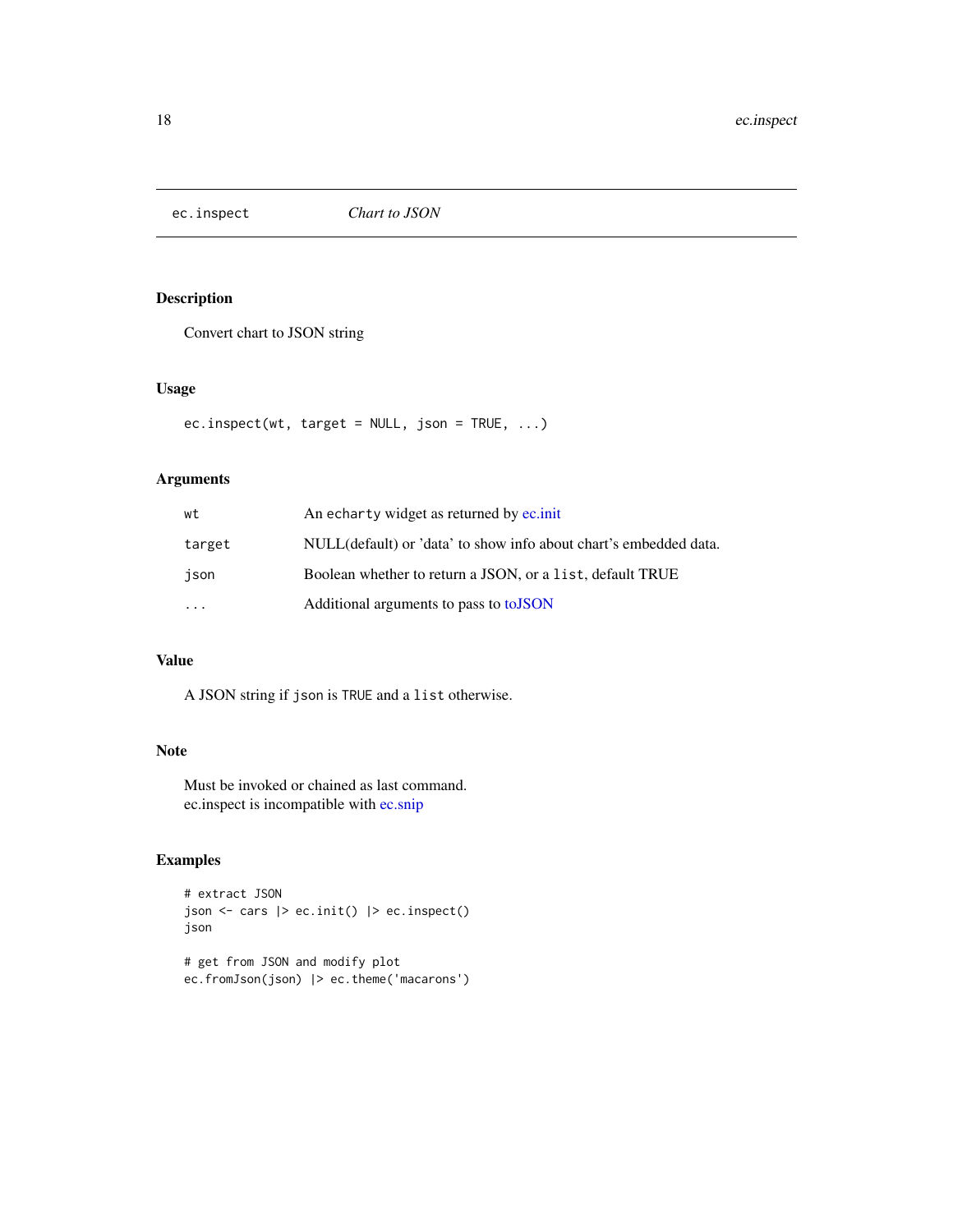# ec.inspect *Chart to JSON*

## Description

Convert chart to JSON string

## Usage

```
ec.inspect(wt, target = NULL, json = TRUE, ...)
```

## Arguments

| | |
|---|---|
| `wt` | An `echarty` widget as returned by ec.init |
| `target` | NULL(default) or 'data' to show info about chart's embedded data. |
| `json` | Boolean whether to return a JSON, or a `list`, default TRUE |
| `...` | Additional arguments to pass to toJSON |

## Value

A JSON string if `json` is `TRUE` and a `list` otherwise.

## Note

Must be invoked or chained as last command.
ec.inspect is incompatible with ec.snip

## Examples

```
# extract JSON
json <- cars |> ec.init() |> ec.inspect()
json

# get from JSON and modify plot
ec.fromJson(json) |> ec.theme('macarons')
```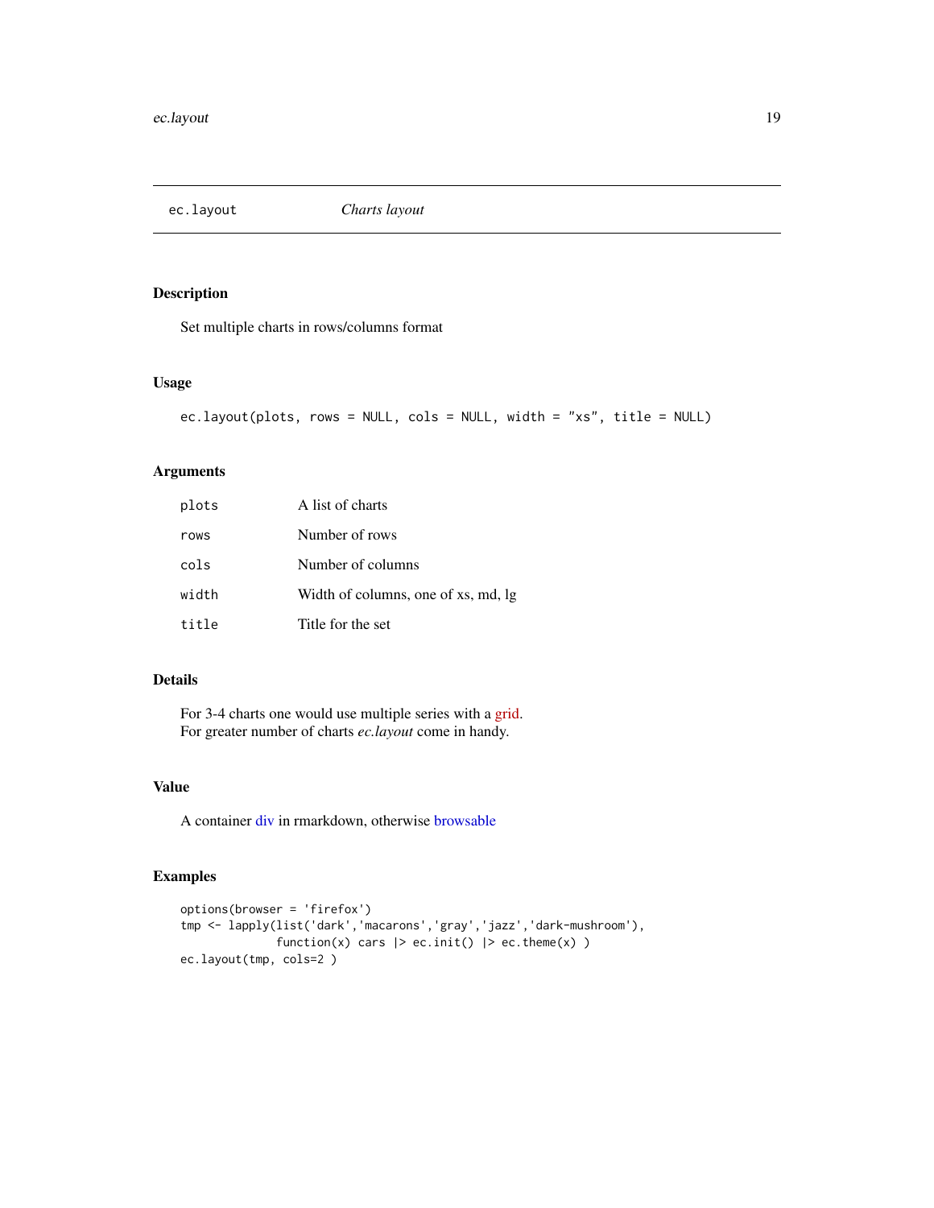# ec.layout — *Charts layout*

## Description

Set multiple charts in rows/columns format

## Usage

```
ec.layout(plots, rows = NULL, cols = NULL, width = "xs", title = NULL)
```

## Arguments

| | |
|---|---|
| `plots` | A list of charts |
| `rows` | Number of rows |
| `cols` | Number of columns |
| `width` | Width of columns, one of xs, md, lg |
| `title` | Title for the set |

## Details

For 3-4 charts one would use multiple series with a grid.
For greater number of charts *ec.layout* come in handy.

## Value

A container div in rmarkdown, otherwise browsable

## Examples

```
options(browser = 'firefox')
tmp <- lapply(list('dark','macarons','gray','jazz','dark-mushroom'),
              function(x) cars |> ec.init() |> ec.theme(x) )
ec.layout(tmp, cols=2 )
```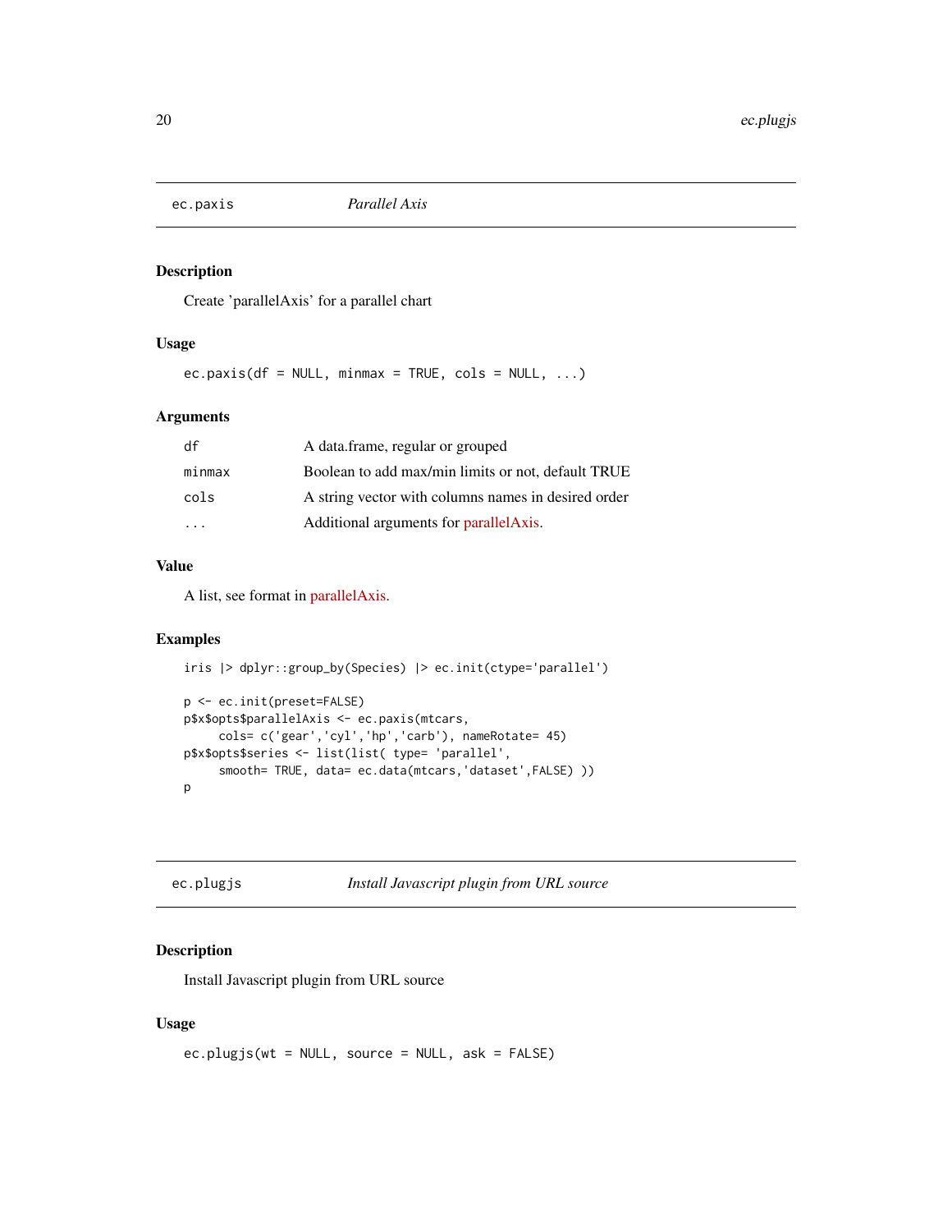## ec.paxis — *Parallel Axis*

### Description

Create 'parallelAxis' for a parallel chart

### Usage

```
ec.paxis(df = NULL, minmax = TRUE, cols = NULL, ...)
```

### Arguments

| | |
|---|---|
| df | A data.frame, regular or grouped |
| minmax | Boolean to add max/min limits or not, default TRUE |
| cols | A string vector with columns names in desired order |
| ... | Additional arguments for parallelAxis. |

### Value

A list, see format in parallelAxis.

### Examples

```
iris |> dplyr::group_by(Species) |> ec.init(ctype='parallel')

p <- ec.init(preset=FALSE)
p$x$opts$parallelAxis <- ec.paxis(mtcars,
     cols= c('gear','cyl','hp','carb'), nameRotate= 45)
p$x$opts$series <- list(list( type= 'parallel',
     smooth= TRUE, data= ec.data(mtcars,'dataset',FALSE) ))
p
```

## ec.plugjs — *Install Javascript plugin from URL source*

### Description

Install Javascript plugin from URL source

### Usage

```
ec.plugjs(wt = NULL, source = NULL, ask = FALSE)
```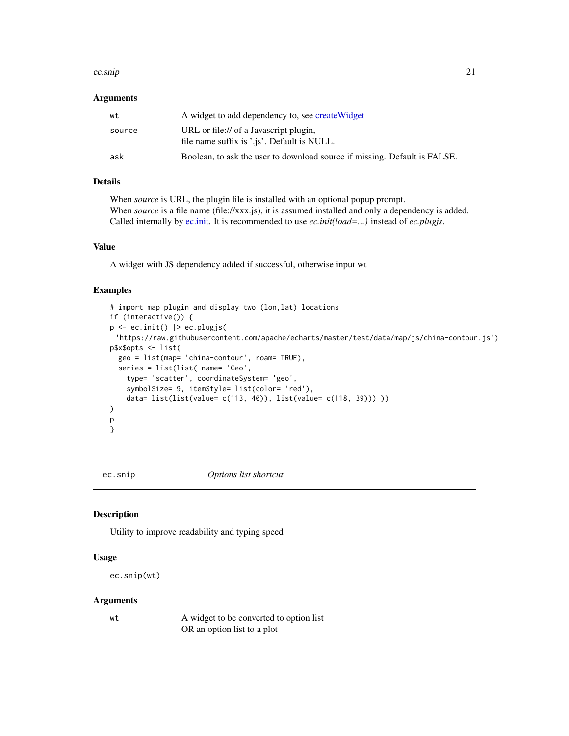### Arguments

| | |
|---|---|
| wt | A widget to add dependency to, see createWidget |
| source | URL or file:// of a Javascript plugin, file name suffix is '.js'. Default is NULL. |
| ask | Boolean, to ask the user to download source if missing. Default is FALSE. |

### Details

When *source* is URL, the plugin file is installed with an optional popup prompt.
When *source* is a file name (file://xxx.js), it is assumed installed and only a dependency is added.
Called internally by ec.init. It is recommended to use *ec.init(load=...)* instead of *ec.plugjs*.

### Value

A widget with JS dependency added if successful, otherwise input wt

### Examples

```
# import map plugin and display two (lon,lat) locations
if (interactive()) {
p <- ec.init() |> ec.plugjs(
  'https://raw.githubusercontent.com/apache/echarts/master/test/data/map/js/china-contour.js')
p$x$opts <- list(
  geo = list(map= 'china-contour', roam= TRUE),
  series = list(list( name= 'Geo',
    type= 'scatter', coordinateSystem= 'geo',
    symbolSize= 9, itemStyle= list(color= 'red'),
    data= list(list(value= c(113, 40)), list(value= c(118, 39))) ))
)
p
}
```

---

## ec.snip — *Options list shortcut*

### Description

Utility to improve readability and typing speed

### Usage

```
ec.snip(wt)
```

### Arguments

| | |
|---|---|
| wt | A widget to be converted to option list OR an option list to a plot |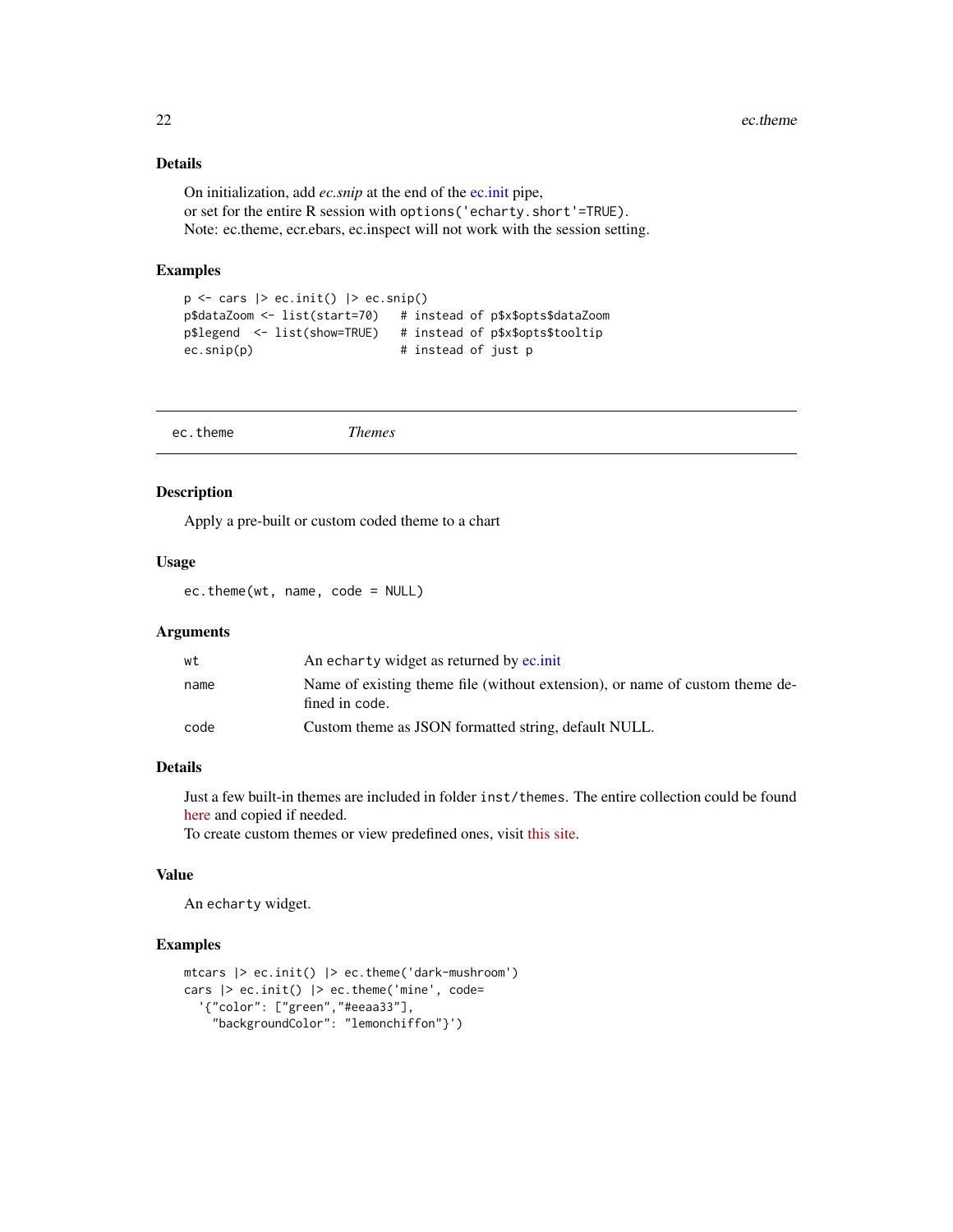### Details

On initialization, add *ec.snip* at the end of the ec.init pipe,
or set for the entire R session with `options('echarty.short'=TRUE)`.
Note: ec.theme, ecr.ebars, ec.inspect will not work with the session setting.

### Examples

```
p <- cars |> ec.init() |> ec.snip()
p$dataZoom <- list(start=70)   # instead of p$x$opts$dataZoom
p$legend  <- list(show=TRUE)   # instead of p$x$opts$tooltip
ec.snip(p)                     # instead of just p
```

---

## ec.theme — *Themes*

### Description

Apply a pre-built or custom coded theme to a chart

### Usage

```
ec.theme(wt, name, code = NULL)
```

### Arguments

| | |
|---|---|
| `wt` | An `echarty` widget as returned by ec.init |
| `name` | Name of existing theme file (without extension), or name of custom theme defined in code. |
| `code` | Custom theme as JSON formatted string, default NULL. |

### Details

Just a few built-in themes are included in folder `inst/themes`. The entire collection could be found here and copied if needed.
To create custom themes or view predefined ones, visit this site.

### Value

An `echarty` widget.

### Examples

```
mtcars |> ec.init() |> ec.theme('dark-mushroom')
cars |> ec.init() |> ec.theme('mine', code=
  '{"color": ["green","#eeaa33"],
    "backgroundColor": "lemonchiffon"}')
```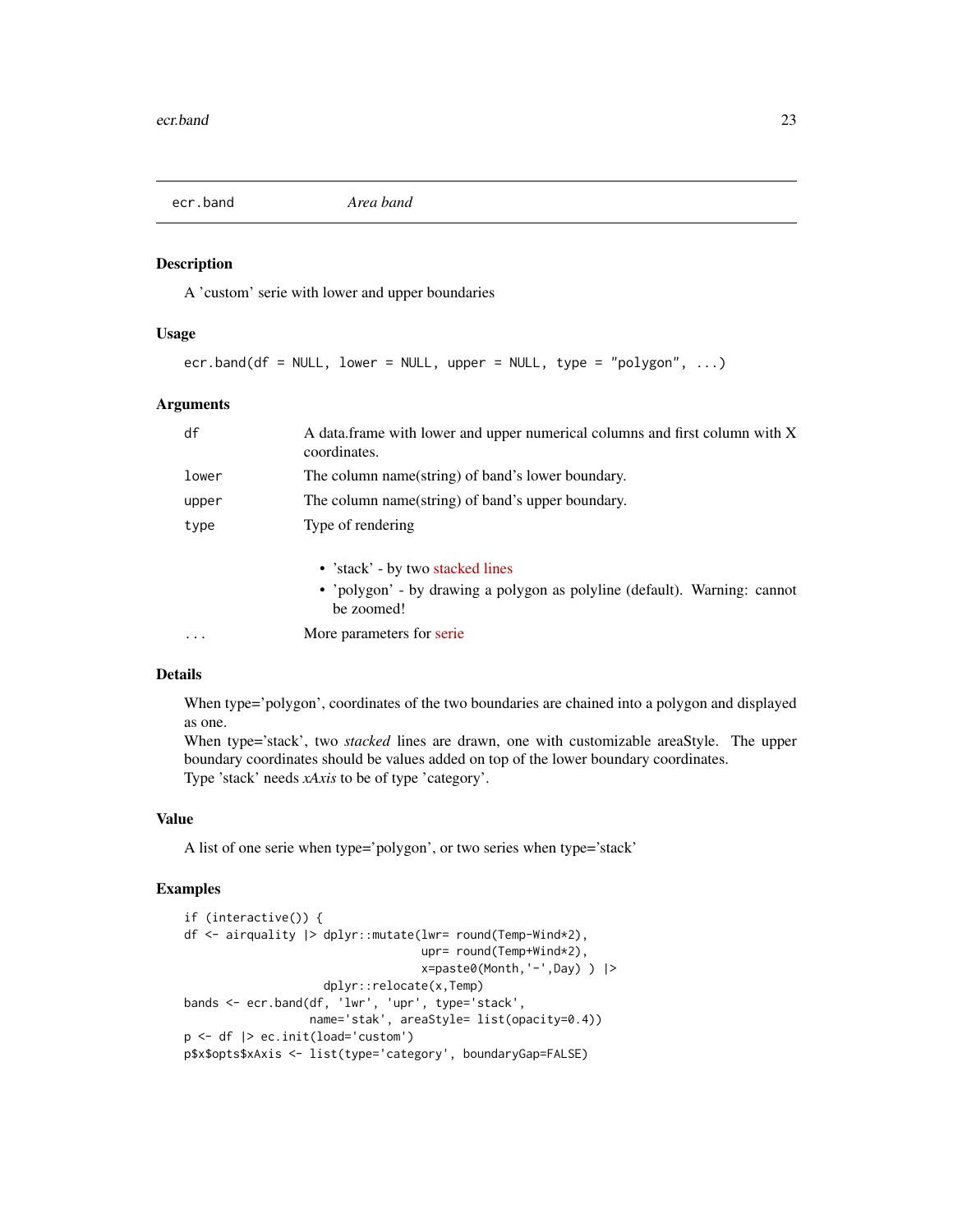# ecr.band — *Area band*

## Description

A 'custom' serie with lower and upper boundaries

## Usage

```
ecr.band(df = NULL, lower = NULL, upper = NULL, type = "polygon", ...)
```

## Arguments

| Argument | Description |
|---|---|
| df | A data.frame with lower and upper numerical columns and first column with X coordinates. |
| lower | The column name(string) of band's lower boundary. |
| upper | The column name(string) of band's upper boundary. |
| type | Type of rendering<br>• 'stack' - by two stacked lines<br>• 'polygon' - by drawing a polygon as polyline (default). Warning: cannot be zoomed! |
| ... | More parameters for serie |

## Details

When type='polygon', coordinates of the two boundaries are chained into a polygon and displayed as one.
When type='stack', two *stacked* lines are drawn, one with customizable areaStyle. The upper boundary coordinates should be values added on top of the lower boundary coordinates.
Type 'stack' needs *xAxis* to be of type 'category'.

## Value

A list of one serie when type='polygon', or two series when type='stack'

## Examples

```
if (interactive()) {
df <- airquality |> dplyr::mutate(lwr= round(Temp-Wind*2),
                                  upr= round(Temp+Wind*2),
                                  x=paste0(Month,'-',Day) ) |>
                    dplyr::relocate(x,Temp)
bands <- ecr.band(df, 'lwr', 'upr', type='stack',
                  name='stak', areaStyle= list(opacity=0.4))
p <- df |> ec.init(load='custom')
p$x$opts$xAxis <- list(type='category', boundaryGap=FALSE)
```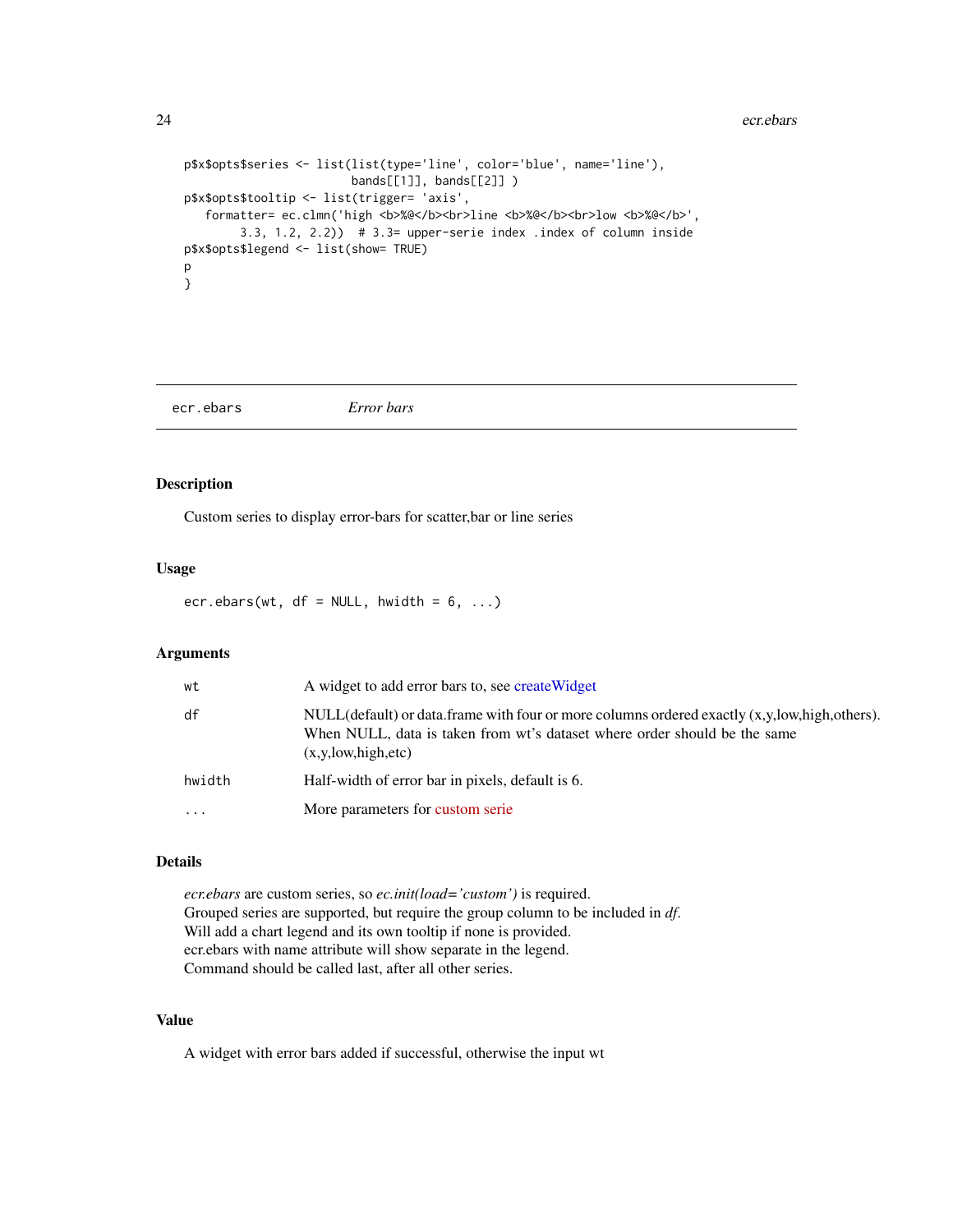```
p$x$opts$series <- list(list(type='line', color='blue', name='line'),
                        bands[[1]], bands[[2]] )
p$x$opts$tooltip <- list(trigger= 'axis',
   formatter= ec.clmn('high <b>%@</b><br>line <b>%@</b><br>low <b>%@</b>',
        3.3, 1.2, 2.2))  # 3.3= upper-serie index .index of column inside
p$x$opts$legend <- list(show= TRUE)
p
}
```

## ecr.ebars *Error bars*

### Description

Custom series to display error-bars for scatter,bar or line series

### Usage

```
ecr.ebars(wt, df = NULL, hwidth = 6, ...)
```

### Arguments

| | |
|---|---|
| `wt` | A widget to add error bars to, see createWidget |
| `df` | NULL(default) or data.frame with four or more columns ordered exactly (x,y,low,high,others). When NULL, data is taken from wt's dataset where order should be the same (x,y,low,high,etc) |
| `hwidth` | Half-width of error bar in pixels, default is 6. |
| `...` | More parameters for custom serie |

### Details

*ecr.ebars* are custom series, so *ec.init(load='custom')* is required.
Grouped series are supported, but require the group column to be included in *df*.
Will add a chart legend and its own tooltip if none is provided.
ecr.ebars with name attribute will show separate in the legend.
Command should be called last, after all other series.

### Value

A widget with error bars added if successful, otherwise the input wt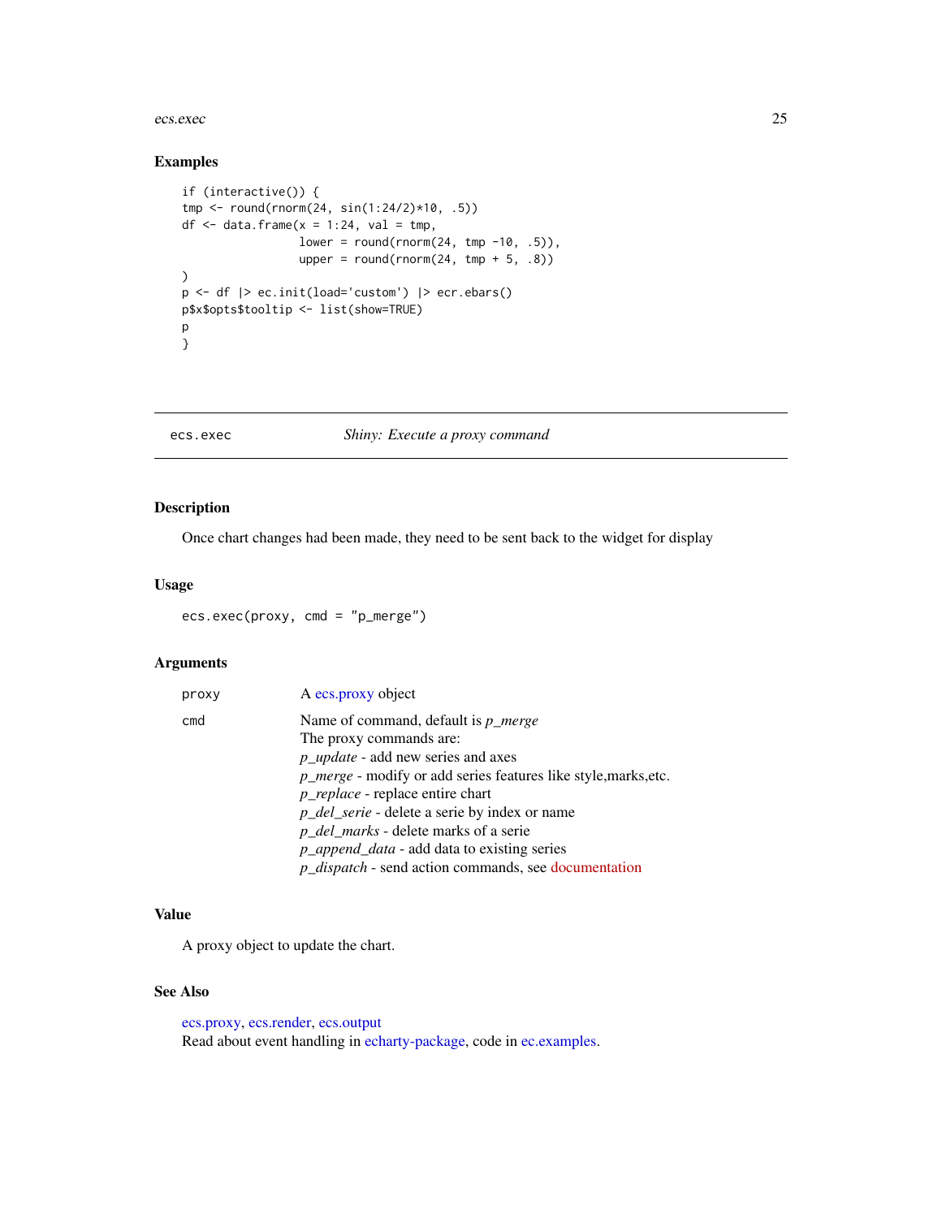### Examples

```
if (interactive()) {
tmp <- round(rnorm(24, sin(1:24/2)*10, .5))
df <- data.frame(x = 1:24, val = tmp,
                 lower = round(rnorm(24, tmp -10, .5)),
                 upper = round(rnorm(24, tmp + 5, .8))
)
p <- df |> ec.init(load='custom') |> ecr.ebars()
p$x$opts$tooltip <- list(show=TRUE)
p
}
```

---

## ecs.exec — *Shiny: Execute a proxy command*

### Description

Once chart changes had been made, they need to be sent back to the widget for display

### Usage

```
ecs.exec(proxy, cmd = "p_merge")
```

### Arguments

| | |
|---|---|
| proxy | A ecs.proxy object |
| cmd | Name of command, default is *p_merge*<br>The proxy commands are:<br>*p_update* - add new series and axes<br>*p_merge* - modify or add series features like style,marks,etc.<br>*p_replace* - replace entire chart<br>*p_del_serie* - delete a serie by index or name<br>*p_del_marks* - delete marks of a serie<br>*p_append_data* - add data to existing series<br>*p_dispatch* - send action commands, see documentation |

### Value

A proxy object to update the chart.

### See Also

ecs.proxy, ecs.render, ecs.output
Read about event handling in echarty-package, code in ec.examples.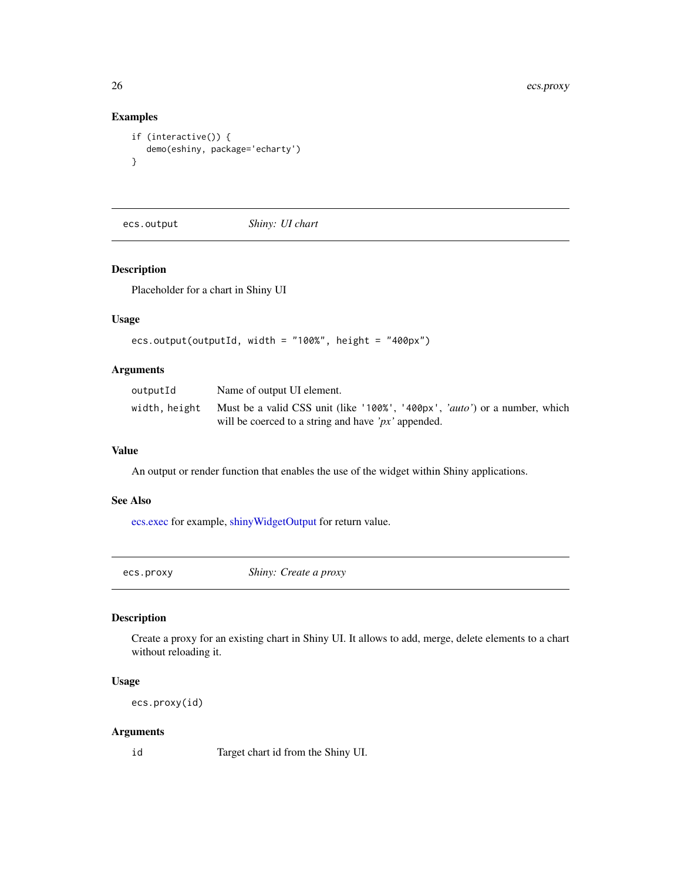### Examples

```
if (interactive()) {
   demo(eshiny, package='echarty')
}
```

---

## ecs.output — *Shiny: UI chart*

### Description

Placeholder for a chart in Shiny UI

### Usage

```
ecs.output(outputId, width = "100%", height = "400px")
```

### Arguments

| | |
|---|---|
| outputId | Name of output UI element. |
| width, height | Must be a valid CSS unit (like '100%', '400px', *'auto'*) or a number, which will be coerced to a string and have *'px'* appended. |

### Value

An output or render function that enables the use of the widget within Shiny applications.

### See Also

ecs.exec for example, shinyWidgetOutput for return value.

---

## ecs.proxy — *Shiny: Create a proxy*

### Description

Create a proxy for an existing chart in Shiny UI. It allows to add, merge, delete elements to a chart without reloading it.

### Usage

```
ecs.proxy(id)
```

### Arguments

| | |
|---|---|
| id | Target chart id from the Shiny UI. |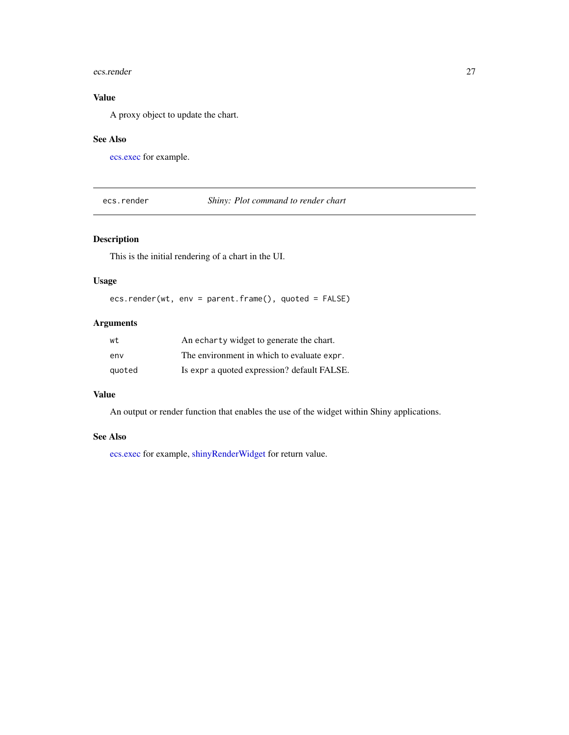## Value

A proxy object to update the chart.

## See Also

ecs.exec for example.

---

# ecs.render — *Shiny: Plot command to render chart*

## Description

This is the initial rendering of a chart in the UI.

## Usage

```
ecs.render(wt, env = parent.frame(), quoted = FALSE)
```

## Arguments

| | |
|---|---|
| `wt` | An `echarty` widget to generate the chart. |
| `env` | The environment in which to evaluate `expr`. |
| `quoted` | Is `expr` a quoted expression? default FALSE. |

## Value

An output or render function that enables the use of the widget within Shiny applications.

## See Also

ecs.exec for example, shinyRenderWidget for return value.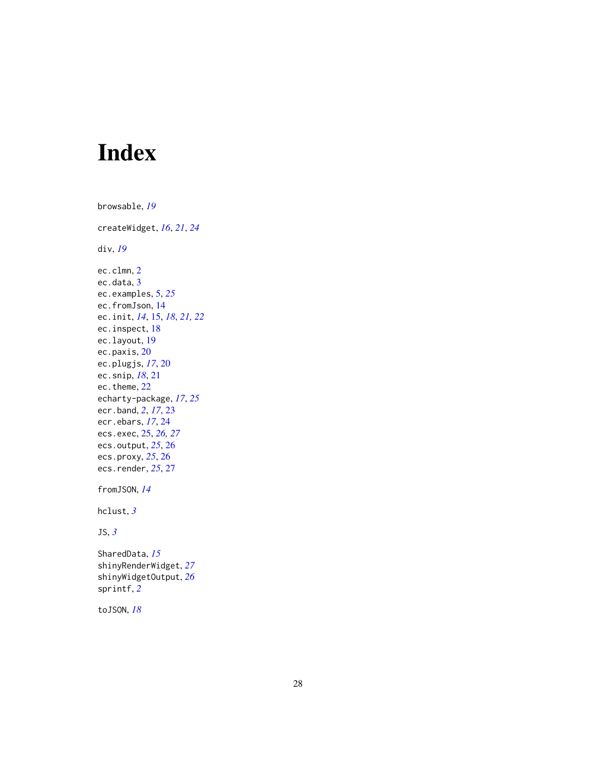# Index

browsable, *19*

createWidget, *16*, *21*, *24*

div, *19*

ec.clmn, 2
ec.data, 3
ec.examples, 5, *25*
ec.fromJson, 14
ec.init, *14*, 15, *18*, *21, 22*
ec.inspect, 18
ec.layout, 19
ec.paxis, 20
ec.plugjs, *17*, 20
ec.snip, *18*, 21
ec.theme, 22
echarty-package, *17*, *25*
ecr.band, *2*, *17*, 23
ecr.ebars, *17*, 24
ecs.exec, 25, *26, 27*
ecs.output, *25*, 26
ecs.proxy, *25*, 26
ecs.render, *25*, 27

fromJSON, *14*

hclust, *3*

JS, *3*

SharedData, *15*
shinyRenderWidget, *27*
shinyWidgetOutput, *26*
sprintf, *2*

toJSON, *18*